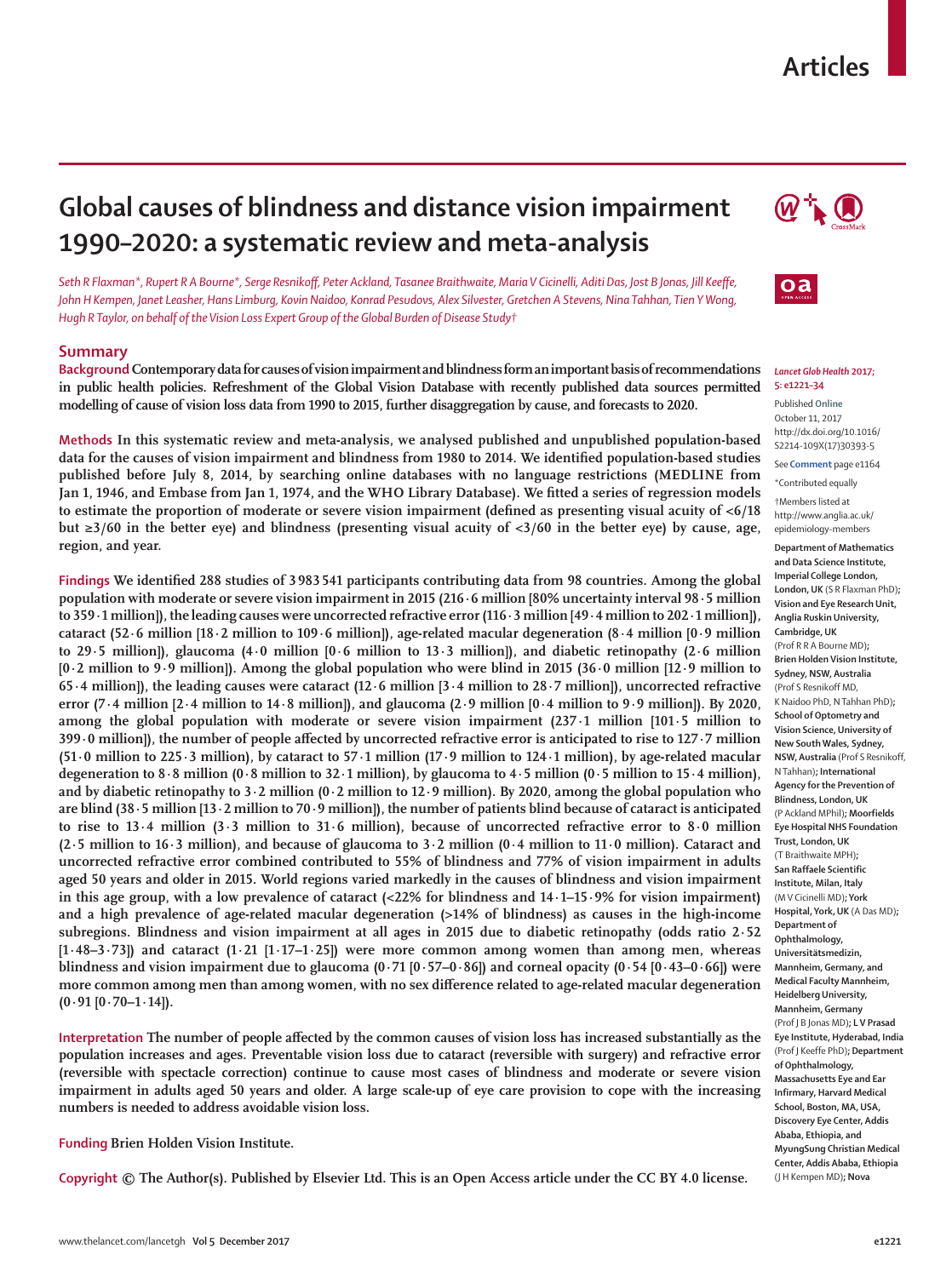# Global causes of blindness and distance vision impairment 1990–2020: a systematic review and meta-analysis

*Seth R Flaxman\*, Rupert R A Bourne\*, Serge Resnikoff, Peter Ackland, Tasanee Braithwaite, Maria V Cicinelli, Aditi Das, Jost B Jonas, Jill Keeffe, John H Kempen, Janet Leasher, Hans Limburg, Kovin Naidoo, Konrad Pesudovs, Alex Silvester, Gretchen A Stevens, Nina Tahhan, Tien Y Wong, Hugh R Taylor, on behalf of the Vision Loss Expert Group of the Global Burden of Disease Study†*

## Summary

**Background** Contemporary data for causes of vision impairment and blindness form an important basis of recommendations in public health policies. Refreshment of the Global Vision Database with recently published data sources permitted modelling of cause of vision loss data from 1990 to 2015, further disaggregation by cause, and forecasts to 2020.

**Methods** In this systematic review and meta-analysis, we analysed published and unpublished population-based data for the causes of vision impairment and blindness from 1980 to 2014. We identified population-based studies published before July 8, 2014, by searching online databases with no language restrictions (MEDLINE from Jan 1, 1946, and Embase from Jan 1, 1974, and the WHO Library Database). We fitted a series of regression models to estimate the proportion of moderate or severe vision impairment (defined as presenting visual acuity of <6/18 but ≥3/60 in the better eye) and blindness (presenting visual acuity of <3/60 in the better eye) by cause, age, region, and year.

**Findings** We identified 288 studies of 3 983 541 participants contributing data from 98 countries. Among the global population with moderate or severe vision impairment in 2015 (216·6 million [80% uncertainty interval 98·5 million to 359·1 million]), the leading causes were uncorrected refractive error (116·3 million [49·4 million to 202·1 million]), cataract (52·6 million [18·2 million to 109·6 million]), age-related macular degeneration (8·4 million [0·9 million to 29·5 million]), glaucoma (4·0 million [0·6 million to 13·3 million]), and diabetic retinopathy (2·6 million [0·2 million to 9·9 million]). Among the global population who were blind in 2015 (36·0 million [12·9 million to 65·4 million]), the leading causes were cataract (12·6 million [3·4 million to 28·7 million]), uncorrected refractive error (7·4 million [2·4 million to 14·8 million]), and glaucoma (2·9 million [0·4 million to 9·9 million]). By 2020, among the global population with moderate or severe vision impairment (237·1 million [101·5 million to 399·0 million]), the number of people affected by uncorrected refractive error is anticipated to rise to 127·7 million (51·0 million to 225·3 million), by cataract to 57·1 million (17·9 million to 124·1 million), by age-related macular degeneration to 8·8 million (0·8 million to 32·1 million), by glaucoma to 4·5 million (0·5 million to 15·4 million), and by diabetic retinopathy to 3·2 million (0·2 million to 12·9 million). By 2020, among the global population who are blind (38·5 million [13·2 million to 70·9 million]), the number of patients blind because of cataract is anticipated to rise to 13·4 million (3·3 million to 31·6 million), because of uncorrected refractive error to 8·0 million (2·5 million to 16·3 million), and because of glaucoma to 3·2 million (0·4 million to 11·0 million). Cataract and uncorrected refractive error combined contributed to 55% of blindness and 77% of vision impairment in adults aged 50 years and older in 2015. World regions varied markedly in the causes of blindness and vision impairment in this age group, with a low prevalence of cataract (<22% for blindness and 14·1–15·9% for vision impairment) and a high prevalence of age-related macular degeneration (>14% of blindness) as causes in the high-income subregions. Blindness and vision impairment at all ages in 2015 due to diabetic retinopathy (odds ratio 2·52 [1·48–3·73]) and cataract (1·21 [1·17–1·25]) were more common among women than among men, whereas blindness and vision impairment due to glaucoma (0·71 [0·57–0·86]) and corneal opacity (0·54 [0·43–0·66]) were more common among men than among women, with no sex difference related to age-related macular degeneration (0·91 [0·70–1·14]).

**Interpretation** The number of people affected by the common causes of vision loss has increased substantially as the population increases and ages. Preventable vision loss due to cataract (reversible with surgery) and refractive error (reversible with spectacle correction) continue to cause most cases of blindness and moderate or severe vision impairment in adults aged 50 years and older. A large scale-up of eye care provision to cope with the increasing numbers is needed to address avoidable vision loss.

**Funding** Brien Holden Vision Institute.

**Copyright** © The Author(s). Published by Elsevier Ltd. This is an Open Access article under the CC BY 4.0 license.

*Lancet Glob Health* 2017; 5: e1221–34

Published Online October 11, 2017 http://dx.doi.org/10.1016/S2214-109X(17)30393-5

See **Comment** page e1164

\*Contributed equally

†Members listed at http://www.anglia.ac.uk/epidemiology-members

**Department of Mathematics and Data Science Institute, Imperial College London, London, UK** (S R Flaxman PhD); **Vision and Eye Research Unit, Anglia Ruskin University, Cambridge, UK** (Prof R R A Bourne MD); **Brien Holden Vision Institute, Sydney, NSW, Australia** (Prof S Resnikoff MD, K Naidoo PhD, N Tahhan PhD); **School of Optometry and Vision Science, University of New South Wales, Sydney, NSW, Australia** (Prof S Resnikoff, N Tahhan); **International Agency for the Prevention of Blindness, London, UK** (P Ackland MPhil); **Moorfields Eye Hospital NHS Foundation Trust, London, UK** (T Braithwaite MPH); **San Raffaele Scientific Institute, Milan, Italy** (M V Cicinelli MD); **York Hospital, York, UK** (A Das MD); **Department of Ophthalmology, Universitätsmedizin, Mannheim, Germany, and Medical Faculty Mannheim, Heidelberg University, Mannheim, Germany** (Prof J B Jonas MD); **L V Prasad Eye Institute, Hyderabad, India** (Prof J Keeffe PhD); **Department of Ophthalmology, Massachusetts Eye and Ear Infirmary, Harvard Medical School, Boston, MA, USA, Discovery Eye Center, Addis Ababa, Ethiopia, and MyungSung Christian Medical Center, Addis Ababa, Ethiopia** (J H Kempen MD); **Nova**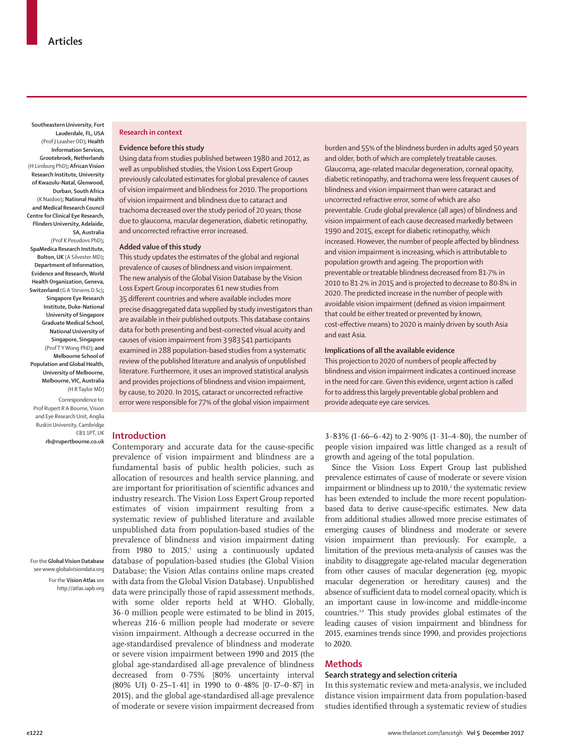Southeastern University, Fort Lauderdale, FL, USA (Prof J Leasher OD); Health Information Services, Grootebroek, Netherlands (H Limburg PhD); African Vision Research Institute, University of Kwazulu-Natal, Glenwood, Durban, South Africa (K Naidoo); National Health and Medical Research Council Centre for Clinical Eye Research, Flinders University, Adelaide, SA, Australia (Prof K Pesudovs PhD); SpaMedica Research Institute, Bolton, UK (A Silvester MD); Department of Information, Evidence and Research, World Health Organization, Geneva, Switzerland (G A Stevens D.Sc); Singapore Eye Research Institute, Duke-National University of Singapore Graduate Medical School, National University of Singapore, Singapore (Prof T Y Wong PhD); and Melbourne School of Population and Global Health, University of Melbourne, Melbourne, VIC, Australia (H R Taylor MD)

Correspondence to: Prof Rupert R A Bourne, Vision and Eye Research Unit, Anglia Ruskin University, Cambridge CB1 1PT, UK **rb@rupertbourne.co.uk**

## Research in context

### Evidence before this study

Using data from studies published between 1980 and 2012, as well as unpublished studies, the Vision Loss Expert Group previously calculated estimates for global prevalence of causes of vision impairment and blindness for 2010. The proportions of vision impairment and blindness due to cataract and trachoma decreased over the study period of 20 years; those due to glaucoma, macular degeneration, diabetic retinopathy, and uncorrected refractive error increased.

### Added value of this study

This study updates the estimates of the global and regional prevalence of causes of blindness and vision impairment. The new analysis of the Global Vision Database by the Vision Loss Expert Group incorporates 61 new studies from 35 different countries and where available includes more precise disaggregated data supplied by study investigators than are available in their published outputs. This database contains data for both presenting and best-corrected visual acuity and causes of vision impairment from 3 983 541 participants examined in 288 population-based studies from a systematic review of the published literature and analysis of unpublished literature. Furthermore, it uses an improved statistical analysis and provides projections of blindness and vision impairment, by cause, to 2020. In 2015, cataract or uncorrected refractive error were responsible for 77% of the global vision impairment burden and 55% of the blindness burden in adults aged 50 years and older, both of which are completely treatable causes. Glaucoma, age-related macular degeneration, corneal opacity, diabetic retinopathy, and trachoma were less frequent causes of blindness and vision impairment than were cataract and uncorrected refractive error, some of which are also preventable. Crude global prevalence (all ages) of blindness and vision impairment of each cause decreased markedly between 1990 and 2015, except for diabetic retinopathy, which increased. However, the number of people affected by blindness and vision impairment is increasing, which is attributable to population growth and ageing. The proportion with preventable or treatable blindness decreased from 81·7% in 2010 to 81·2% in 2015 and is projected to decrease to 80·8% in 2020. The predicted increase in the number of people with avoidable vision impairment (defined as vision impairment that could be either treated or prevented by known, cost-effective means) to 2020 is mainly driven by south Asia and east Asia.

### Implications of all the available evidence

This projection to 2020 of numbers of people affected by blindness and vision impairment indicates a continued increase in the need for care. Given this evidence, urgent action is called for to address this largely preventable global problem and provide adequate eye care services.

## Introduction

Contemporary and accurate data for the cause-specific prevalence of vision impairment and blindness are a fundamental basis of public health policies, such as allocation of resources and health service planning, and are important for prioritisation of scientific advances and industry research. The Vision Loss Expert Group reported estimates of vision impairment resulting from a systematic review of published literature and available unpublished data from population-based studies of the prevalence of blindness and vision impairment dating from 1980 to 2015,[1] using a continuously updated database of population-based studies (the Global Vision Database; the Vision Atlas contains online maps created with data from the Global Vision Database). Unpublished data were principally those of rapid assessment methods, with some older reports held at WHO. Globally, 36·0 million people were estimated to be blind in 2015, whereas 216·6 million people had moderate or severe vision impairment. Although a decrease occurred in the age-standardised prevalence of blindness and moderate or severe vision impairment between 1990 and 2015 (the global age-standardised all-age prevalence of blindness decreased from 0·75% [80% uncertainty interval (80% UI) 0·25–1·41] in 1990 to 0·48% [0·17–0·87] in 2015), and the global age-standardised all-age prevalence of moderate or severe vision impairment decreased from 3·83% (1·66–6·42) to 2·90% (1·31–4·80), the number of people vision impaired was little changed as a result of growth and ageing of the total population.

For the **Global Vision Database** see www.globalvisiondata.org

For the **Vision Atlas** see http://atlas.iapb.org

Since the Vision Loss Expert Group last published prevalence estimates of cause of moderate or severe vision impairment or blindness up to 2010,[2] the systematic review has been extended to include the more recent population-based data to derive cause-specific estimates. New data from additional studies allowed more precise estimates of emerging causes of blindness and moderate or severe vision impairment than previously. For example, a limitation of the previous meta-analysis of causes was the inability to disaggregate age-related macular degeneration from other causes of macular degeneration (eg, myopic macular degeneration or hereditary causes) and the absence of sufficient data to model corneal opacity, which is an important cause in low-income and middle-income countries.[3,4] This study provides global estimates of the leading causes of vision impairment and blindness for 2015, examines trends since 1990, and provides projections to 2020.

## Methods

### Search strategy and selection criteria

In this systematic review and meta-analysis, we included distance vision impairment data from population-based studies identified through a systematic review of studies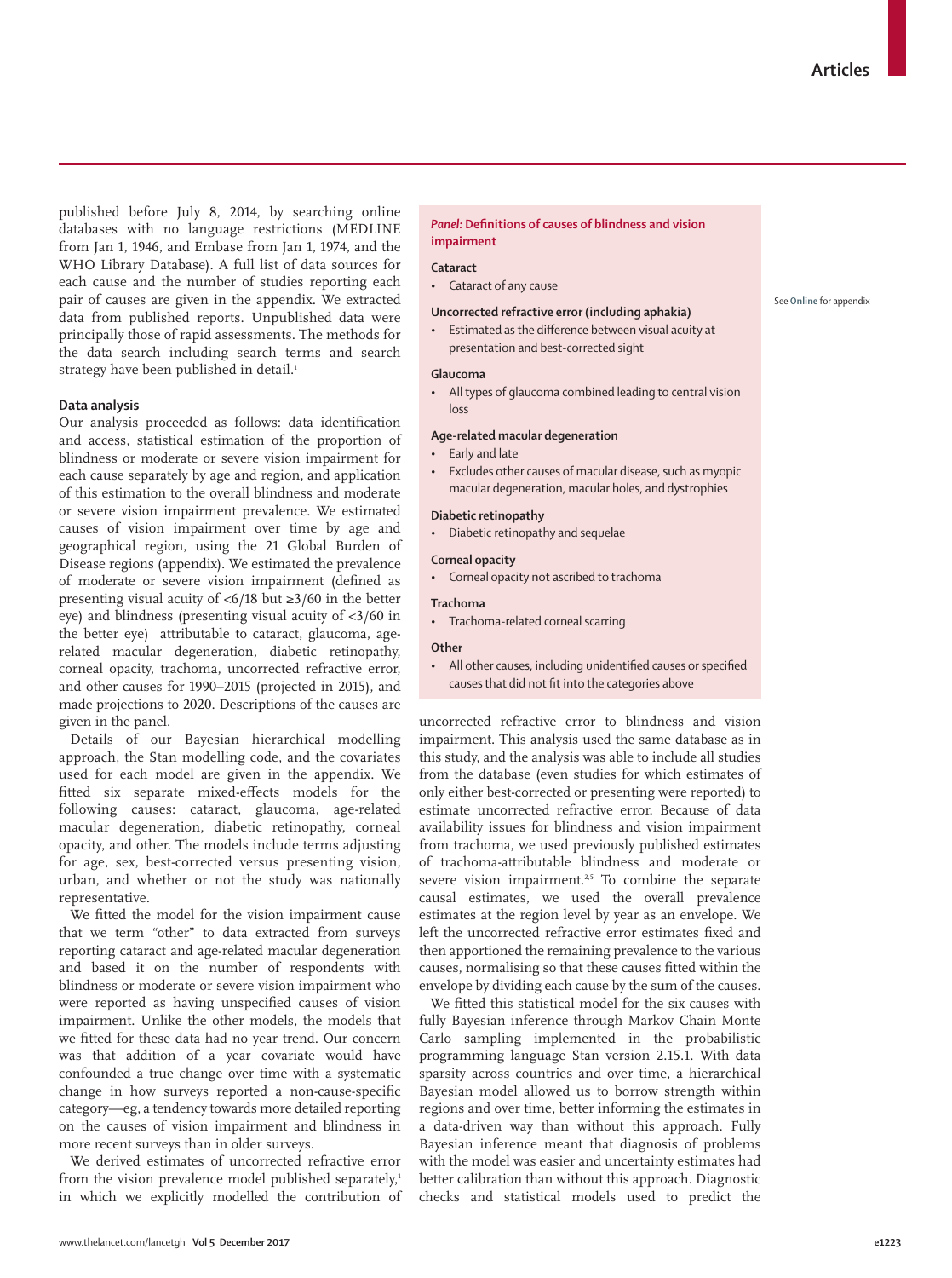published before July 8, 2014, by searching online databases with no language restrictions (MEDLINE from Jan 1, 1946, and Embase from Jan 1, 1974, and the WHO Library Database). A full list of data sources for each cause and the number of studies reporting each pair of causes are given in the appendix. We extracted data from published reports. Unpublished data were principally those of rapid assessments. The methods for the data search including search terms and search strategy have been published in detail.[1]

See Online for appendix

### Data analysis

Our analysis proceeded as follows: data identification and access, statistical estimation of the proportion of blindness or moderate or severe vision impairment for each cause separately by age and region, and application of this estimation to the overall blindness and moderate or severe vision impairment prevalence. We estimated causes of vision impairment over time by age and geographical region, using the 21 Global Burden of Disease regions (appendix). We estimated the prevalence of moderate or severe vision impairment (defined as presenting visual acuity of <6/18 but ≥3/60 in the better eye) and blindness (presenting visual acuity of <3/60 in the better eye) attributable to cataract, glaucoma, age-related macular degeneration, diabetic retinopathy, corneal opacity, trachoma, uncorrected refractive error, and other causes for 1990–2015 (projected in 2015), and made projections to 2020. Descriptions of the causes are given in the panel.

Details of our Bayesian hierarchical modelling approach, the Stan modelling code, and the covariates used for each model are given in the appendix. We fitted six separate mixed-effects models for the following causes: cataract, glaucoma, age-related macular degeneration, diabetic retinopathy, corneal opacity, and other. The models include terms adjusting for age, sex, best-corrected versus presenting vision, urban, and whether or not the study was nationally representative.

We fitted the model for the vision impairment cause that we term "other" to data extracted from surveys reporting cataract and age-related macular degeneration and based it on the number of respondents with blindness or moderate or severe vision impairment who were reported as having unspecified causes of vision impairment. Unlike the other models, the models that we fitted for these data had no year trend. Our concern was that addition of a year covariate would have confounded a true change over time with a systematic change in how surveys reported a non-cause-specific category—eg, a tendency towards more detailed reporting on the causes of vision impairment and blindness in more recent surveys than in older surveys.

We derived estimates of uncorrected refractive error from the vision prevalence model published separately,[1] in which we explicitly modelled the contribution of uncorrected refractive error to blindness and vision impairment. This analysis used the same database as in this study, and the analysis was able to include all studies from the database (even studies for which estimates of only either best-corrected or presenting were reported) to estimate uncorrected refractive error. Because of data availability issues for blindness and vision impairment from trachoma, we used previously published estimates of trachoma-attributable blindness and moderate or severe vision impairment.[2,5] To combine the separate causal estimates, we used the overall prevalence estimates at the region level by year as an envelope. We left the uncorrected refractive error estimates fixed and then apportioned the remaining prevalence to the various causes, normalising so that these causes fitted within the envelope by dividing each cause by the sum of the causes.

We fitted this statistical model for the six causes with fully Bayesian inference through Markov Chain Monte Carlo sampling implemented in the probabilistic programming language Stan version 2.15.1. With data sparsity across countries and over time, a hierarchical Bayesian model allowed us to borrow strength within regions and over time, better informing the estimates in a data-driven way than without this approach. Fully Bayesian inference meant that diagnosis of problems with the model was easier and uncertainty estimates had better calibration than without this approach. Diagnostic checks and statistical models used to predict the

**Panel: Definitions of causes of blindness and vision impairment**

**Cataract**
- Cataract of any cause

**Uncorrected refractive error (including aphakia)**
- Estimated as the difference between visual acuity at presentation and best-corrected sight

**Glaucoma**
- All types of glaucoma combined leading to central vision loss

**Age-related macular degeneration**
- Early and late
- Excludes other causes of macular disease, such as myopic macular degeneration, macular holes, and dystrophies

**Diabetic retinopathy**
- Diabetic retinopathy and sequelae

**Corneal opacity**
- Corneal opacity not ascribed to trachoma

**Trachoma**
- Trachoma-related corneal scarring

**Other**
- All other causes, including unidentified causes or specified causes that did not fit into the categories above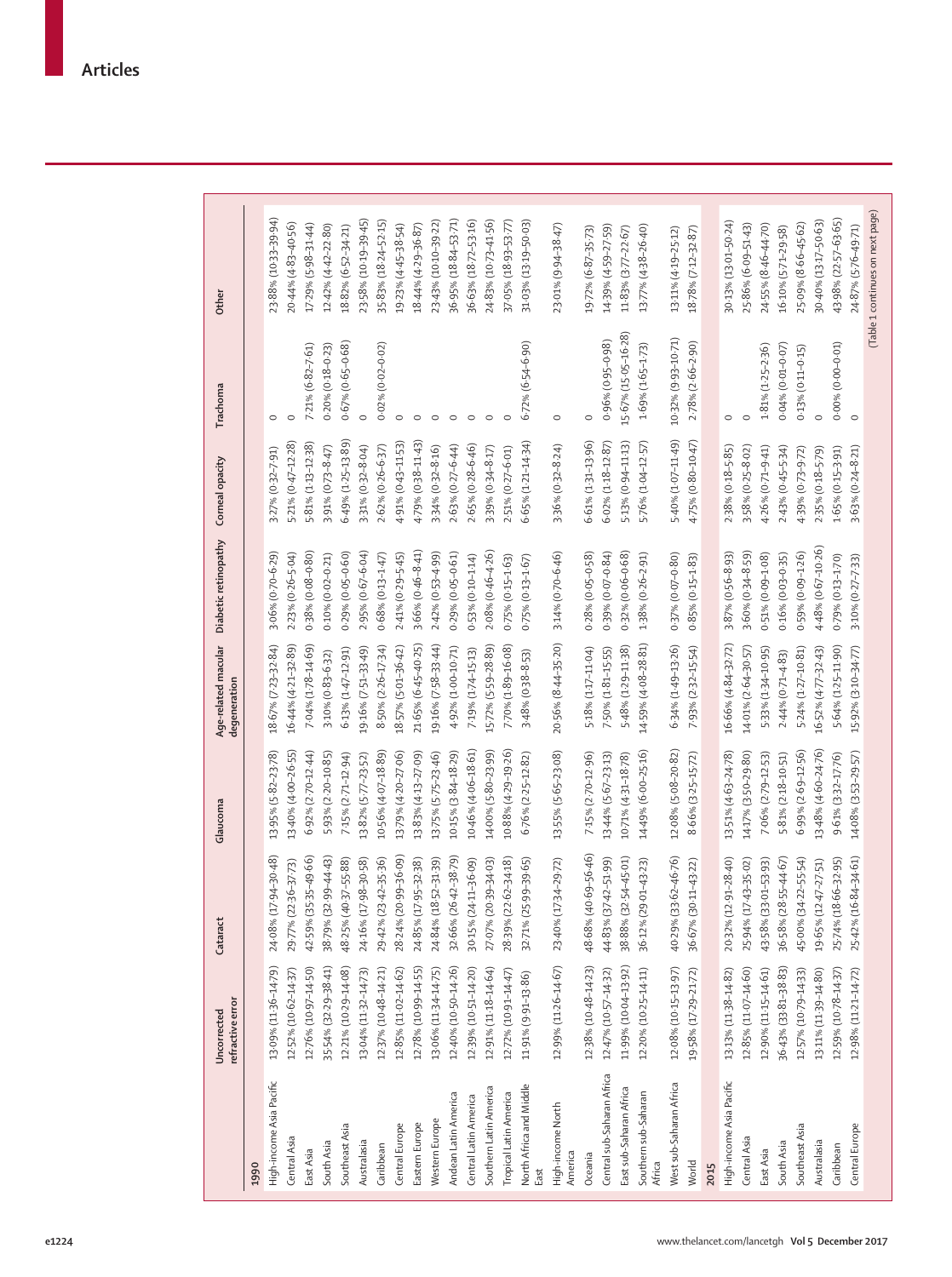| | Uncorrected refractive error | Cataract | Glaucoma | Age-related macular degeneration | Diabetic retinopathy | Corneal opacity | Trachoma | Other |
|---|---|---|---|---|---|---|---|---|
| **1990** | | | | | | | | |
| High-income Asia Pacific | 13·09% (11·36–14·79) | 24·08% (17·94–30·48) | 13·95% (5·82–23·78) | 18·67% (7·23–32·84) | 3·06% (0·70–6·29) | 3·27% (0·32–7·91) | 0 | 23·88% (10·33–39·94) |
| Central Asia | 12·52% (10·62–14·37) | 29·77% (22·36–37·73) | 13·40% (4·00–26·55) | 16·44% (4·21–32·89) | 2·23% (0·26–5·04) | 5·21% (0·47–12·28) | 0 | 20·44% (6·09–40·56) |
| East Asia | 12·76% (10·97–14·50) | 42·59% (35·35–49·66) | 6·92% (2·70–12·44) | 7·04% (1·78–14·69) | 0·38% (0·08–0·80) | 5·81% (1·13–12·38) | 7·21% (6·82–7·61) | 17·29% (5·98–31·44) |
| South Asia | 35·54% (32·29–38·41) | 38·79% (32·99–44·43) | 5·93% (2·20–10·85) | 3·10% (0·83–6·32) | 0·10% (0·02–0·21) | 3·91% (0·73–8·47) | 0·20% (0·18–0·23) | 12·42% (4·42–22·80) |
| Southeast Asia | 12·21% (10·29–14·08) | 48·25% (40·37–55·88) | 7·15% (2·71–12·94) | 6·13% (1·47–12·91) | 0·29% (0·05–0·60) | 6·49% (1·25–13·89) | 0·67% (0·65–0·68) | 18·82% (6·52–34·21) |
| Australasia | 13·04% (11·32–14·73) | 24·16% (17·98–30·58) | 13·82% (5·77–23·52) | 19·16% (7·51–33·49) | 2·95% (0·67–6·04) | 3·31% (0·32–8·04) | 0 | 23·58% (10·19–39·45) |
| Caribbean | 12·37% (10·48–14·21) | 29·42% (23·42–35·36) | 10·56% (4·07–18·89) | 8·50% (2·26–17·34) | 0·68% (0·13–1·47) | 2·62% (0·26–6·37) | 0·02% (0·02–0·02) | 35·83% (18·24–52·15) |
| Central Europe | 12·85% (11·02–14·62) | 28·24% (20·99–36·09) | 13·79% (4·20–27·06) | 18·57% (5·01–36·42) | 2·41% (0·29–5·45) | 4·91% (0·43–11·53) | 0 | 19·23% (4·45–38·54) |
| Eastern Europe | 12·78% (10·99–14·55) | 24·85% (17·95–32·38) | 13·83% (4·13–27·09) | 21·65% (6·45–40·25) | 3·66% (0·46–8·41) | 4·79% (0·38–11·43) | 0 | 18·44% (4·29–36·87) |
| Western Europe | 13·06% (11·34–14·75) | 24·84% (18·52–31·39) | 13·75% (5·75–23·46) | 19·16% (7·58–33·44) | 2·42% (0·53–4·99) | 3·34% (0·32–8·16) | 0 | 23·43% (10·10–39·22) |
| Andean Latin America | 12·40% (10·50–14·26) | 32·66% (26·42–38·79) | 10·15% (3·84–18·29) | 4·92% (1·00–10·71) | 0·29% (0·05–0·61) | 2·63% (0·27–6·44) | 0 | 36·95% (18·84–53·71) |
| Central Latin America | 12·39% (10·51–14·20) | 30·15% (24·11–36·09) | 10·46% (4·06–18·61) | 7·19% (1·74–15·13) | 0·53% (0·10–1·14) | 2·65% (0·28–6·46) | 0 | 36·63% (18·72–53·16) |
| Southern Latin America | 12·91% (11·18–14·64) | 27·07% (20·39–34·03) | 14·00% (5·80–23·99) | 15·72% (5·59–28·89) | 2·08% (0·46–4·26) | 3·39% (0·34–8·17) | 0 | 24·83% (10·73–41·56) |
| Tropical Latin America | 12·72% (10·91–14·47) | 28·39% (22·62–34·18) | 10·88% (4·29–19·26) | 7·70% (1·89–16·08) | 0·75% (0·15–1·63) | 2·51% (0·27–6·01) | 0 | 37·05% (18·93–53·77) |
| North Africa and Middle East | 11·91% (9·91–13·86) | 32·71% (25·99–39·65) | 6·76% (2·25–12·82) | 3·48% (0·38–8·53) | 0·75% (0·13–1·67) | 6·65% (1·21–14·34) | 6·72% (6·54–6·90) | 31·03% (13·19–50·03) |
| High-income North America | 12·99% (11·26–14·67) | 23·40% (17·34–29·72) | 13·55% (5·65–23·08) | 20·56% (8·44–35·20) | 3·14% (0·70–6·46) | 3·36% (0·32–8·24) | 0 | 23·01% (9·94–38·47) |
| Oceania | 12·38% (10·48–14·23) | 48·68% (40·69–56·46) | 7·15% (2·70–12·96) | 5·18% (1·17–11·04) | 0·28% (0·05–0·58) | 6·61% (1·31–13·96) | 0 | 19·72% (6·87–35·73) |
| Central sub-Saharan Africa | 12·47% (10·57–14·32) | 44·83% (37·42–51·99) | 13·44% (5·67–23·13) | 7·50% (1·81–15·55) | 0·39% (0·07–0·84) | 6·02% (1·18–12·87) | 0·96% (0·95–0·98) | 14·39% (4·59–27·59) |
| East sub-Saharan Africa | 11·99% (10·04–13·92) | 38·88% (32·54–45·01) | 10·71% (4·31–18·78) | 5·48% (1·29–11·38) | 0·32% (0·06–0·68) | 5·13% (0·94–11·13) | 15·67% (15·05–16·28) | 11·83% (3·77–22·67) |
| Southern sub-Saharan Africa | 12·20% (10·25–14·11) | 36·12% (29·01–43·23) | 14·49% (6·00–25·16) | 14·59% (4·08–28·81) | 1·38% (0·26–2·91) | 5·76% (1·04–12·57) | 1·69% (1·65–1·73) | 13·77% (4·38–26·40) |
| West sub-Saharan Africa | 12·08% (10·15–13·97) | 40·29% (33·62–46·76) | 12·08% (5·08–20·82) | 6·34% (1·49–13·26) | 0·37% (0·07–0·80) | 5·40% (1·07–11·49) | 10·32% (9·93–10·71) | 13·11% (4·19–25·12) |
| World | 19·58% (17·29–21·72) | 36·67% (30·11–43·22) | 8·66% (3·25–15·72) | 7·93% (2·32–15·54) | 0·85% (0·15–1·83) | 4·75% (0·80–10·47) | 2·78% (2·66–2·90) | 18·78% (7·12–32·87) |
| **2015** | | | | | | | | |
| High-income Asia Pacific | 13·13% (11·38–14·82) | 20·32% (12·91–28·40) | 13·51% (4·63–24·78) | 16·66% (4·84–32·72) | 3·87% (0·56–8·93) | 2·38% (0·18–5·85) | 0 | 30·13% (13·01–50·24) |
| Central Asia | 12·85% (11·07–14·60) | 25·94% (17·43–35·02) | 14·17% (3·50–29·80) | 14·01% (2·64–30·57) | 3·60% (0·34–8·59) | 3·58% (0·25–8·02) | 0 | 25·86% (6·09–51·43) |
| East Asia | 12·90% (11·15–14·61) | 43·58% (33·01–53·93) | 7·06% (2·79–12·53) | 5·33% (1·34–10·95) | 0·51% (0·09–1·08) | 4·26% (0·71–9·41) | 1·81% (1·25–2·36) | 24·55% (8·46–44·70) |
| South Asia | 36·43% (33·81–38·83) | 36·58% (28·55–44·67) | 5·81% (2·18–10·51) | 2·44% (0·71–4·83) | 0·16% (0·03–0·35) | 2·43% (0·45–5·34) | 0·04% (0·01–0·07) | 16·10% (5·71–29·58) |
| Southeast Asia | 12·57% (10·79–14·33) | 45·00% (34·22–55·54) | 6·99% (2·69–12·56) | 5·24% (1·27–10·81) | 0·59% (0·09–1·26) | 4·39% (0·73–9·72) | 0·13% (0·11–0·15) | 25·09% (8·66–45·62) |
| Australasia | 13·11% (11·39–14·80) | 19·65% (12·47–27·51) | 13·48% (4·60–24·76) | 16·52% (4·77–32·43) | 4·48% (0·67–10·26) | 2·35% (0·18–5·79) | 0 | 30·40% (13·17–50·63) |
| Caribbean | 12·59% (10·78–14·37) | 25·74% (18·66–32·95) | 9·61% (3·32–17·76) | 5·64% (1·25–11·90) | 0·79% (0·13–1·70) | 1·65% (0·15–3·91) | 0·00% (0·00–0·01) | 43·98% (22·57–63·65) |
| Central Europe | 12·98% (11·21–14·72) | 25·42% (16·84–34·61) | 14·08% (3·53–29·57) | 15·92% (3·10–34·77) | 3·10% (0·27–7·33) | 3·63% (0·24–8·21) | 0 | 24·87% (5·76–49·71) |

(Table 1 continues on next page)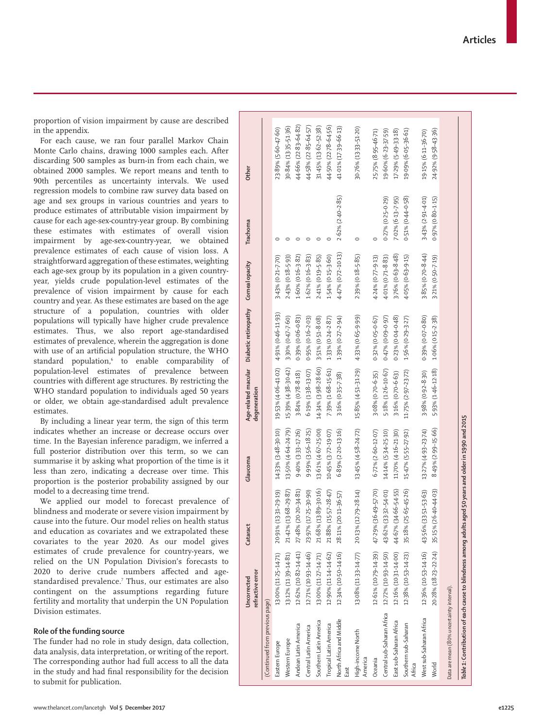proportion of vision impairment by cause are described in the appendix.

For each cause, we ran four parallel Markov Chain Monte Carlo chains, drawing 1000 samples each. After discarding 500 samples as burn-in from each chain, we obtained 2000 samples. We report means and tenth to 90th percentiles as uncertainty intervals. We used regression models to combine raw survey data based on age and sex groups in various countries and years to produce estimates of attributable vision impairment by cause for each age-sex-country-year group. By combining these estimates with estimates of overall vision impairment by age-sex-country-year, we obtained prevalence estimates of each cause of vision loss. A straightforward aggregation of these estimates, weighting each age-sex group by its population in a given country-year, yields crude population-level estimates of the prevalence of vision impairment by cause for each country and year. As these estimates are based on the age structure of a population, countries with older populations will typically have higher crude prevalence estimates. Thus, we also report age-standardised estimates of prevalence, wherein the aggregation is done with use of an artificial population structure, the WHO standard population,[6] to enable comparability of population-level estimates of prevalence between countries with different age structures. By restricting the WHO standard population to individuals aged 50 years or older, we obtain age-standardised adult prevalence estimates.

By including a linear year term, the sign of this term indicates whether an increase or decrease occurs over time. In the Bayesian inference paradigm, we inferred a full posterior distribution over this term, so we can summarise it by asking what proportion of the time is it less than zero, indicating a decrease over time. This proportion is the posterior probability assigned by our model to a decreasing time trend.

We applied our model to forecast prevalence of blindness and moderate or severe vision impairment by cause into the future. Our model relies on health status and education as covariates and we extrapolated these covariates to the year 2020. As our model gives estimates of crude prevalence for country-years, we relied on the UN Population Division's forecasts to 2020 to derive crude numbers affected and age-standardised prevalence.[7] Thus, our estimates are also contingent on the assumptions regarding future fertility and mortality that underpin the UN Population Division estimates.

## Role of the funding source

The funder had no role in study design, data collection, data analysis, data interpretation, or writing of the report. The corresponding author had full access to all the data in the study and had final responsibility for the decision to submit for publication.

| | Uncorrected refractive error | Cataract | Glaucoma | Age-related macular degeneration | Diabetic retinopathy | Corneal opacity | Trachoma | Other |
|---|---|---|---|---|---|---|---|---|
| (Continued from previous page) | | | | | | | | |
| Eastern Europe | 13·00% (11·25–14·71) | 20·91% (13·31–29·19) | 14·33% (3·48–30·10) | 19·53% (4·06–41·02) | 4·91% (0·46–11·93) | 3·43% (0·21–7·70) | 0 | 23·89% (5·60–47·60) |
| Western Europe | 13·12% (11·39–14·81) | 21·42% (13·68–29·87) | 13·50% (4·64–24·79) | 15·39% (4·38–30·42) | 3·30% (0·47–7·60) | 2·43% (0·18–5·93) | 0 | 30·84% (13·35–51·36) |
| Andean Latin America | 12·62% (10·82–14·41) | 27·48% (20·20–34·81) | 9·40% (3·33–17·26) | 3·84% (0·78–8·18) | 0·39% (0·06–0·83) | 1·60% (0·16–3·82) | 0 | 44·66% (22·83–64·82) |
| Central Latin America | 12·71% (10·93–14·46) | 23·97% (17·25–30·90) | 9·99% (3·56–18·25) | 6·19% (1·38–13·07) | 0·95% (0·16–2·03) | 1·62% (0·16–3·83) | 0 | 44·58% (22·85–64·57) |
| Southern Latin America | 13·00% (11·27–14·71) | 21·68% (13·89–30·16) | 13·61% (4·67–25·00) | 14·34% (3·98–28·60) | 3·51% (0·51–8·08) | 2·41% (0·19–5·85) | 0 | 31·45% (13·62–52·38) |
| Tropical Latin America | 12·90% (11·14–14·62) | 21·88% (15·57–28·47) | 10·45% (3·72–19·07) | 7·39% (1·68–15·61) | 1·33% (0·24–2·87) | 1·54% (0·15–3·60) | 0 | 44·50% (22·78–64·56) |
| North Africa and Middle East | 12·34% (10·50–14·16) | 28·11% (20·11–36·57) | 6·89% (2·20–13·16) | 3·16% (0·35–7·38) | 1·39% (0·27–2·94) | 4·47% (0·72–10·13) | 2·62% (2·40–2·85) | 41·01% (17·39–66·13) |
| High-income North America | 13·08% (11·33–14·77) | 20·13% (12·79–28·14) | 13·45% (4·58–24·72) | 15·85% (4·51–31·29) | 4·33% (0·65–9·99) | 2·39% (0·18–5·85) | 0 | 30·76% (13·33–51·20) |
| Oceania | 12·61% (10·79–14·39) | 47·29% (36·49–57·70) | 6·72% (2·60–12·07) | 3·08% (0·70–6·35) | 0·32% (0·05–0·67) | 4·24% (0·77–9·13) | 0 | 25·75% (8·95–46·71) |
| Central sub-Saharan Africa | 12·72% (10·93–14·50) | 43·62% (33·32–54·01) | 14·14% (5·34–25·10) | 5·18% (1·26–10·67) | 0·47% (0·09–0·97) | 4·01% (0·71–8·83) | 0·27% (0·25–0·29) | 19·60% (6·23–37·59) |
| East sub-Saharan Africa | 12·16% (10·31–14·00) | 44·67% (34·66–54·55) | 11·70% (4·16–21·30) | 3·16% (0·70–6·63) | 0·23% (0·04–0·48) | 3·76% (0·63–8·48) | 7·02% (6·13–7·95) | 17·29% (5·49–33·18) |
| Southern sub-Saharan Africa | 12·38% (10·53–14·23) | 35·18% (25·65–45·26) | 15·47% (5·55–27·92) | 11·75% (2·97–23·72) | 1·56% (0·29–3·27) | 4·05% (0·63–9·15) | 0·51% (0·44–0·58) | 19·09% (6·05–36·61) |
| West sub-Saharan Africa | 12·36% (10·53–14·16) | 43·56% (33·51–53·63) | 13·27% (4·93–23·74) | 3·98% (0·92–8·30) | 0·39% (0·07–0·80) | 3·85% (0·70–8·44) | 3·43% (2·91–4·01) | 19·15% (6·11–36·70) |
| World | 20·28% (18·23–22·24) | 35·15% (26·40–44·03) | 8·49% (2·99–15·66) | 5·93% (1·46–12·18) | 1·06% (0·15–2·38) | 3·21% (0·50–7·19) | 0·97% (0·80–1·15) | 24·92% (9·58–43·36) |

Data are mean (80% uncertainty interval).

**Table 1:** Contribution of each cause to blindness among adults aged 50 years and older in 1990 and 2015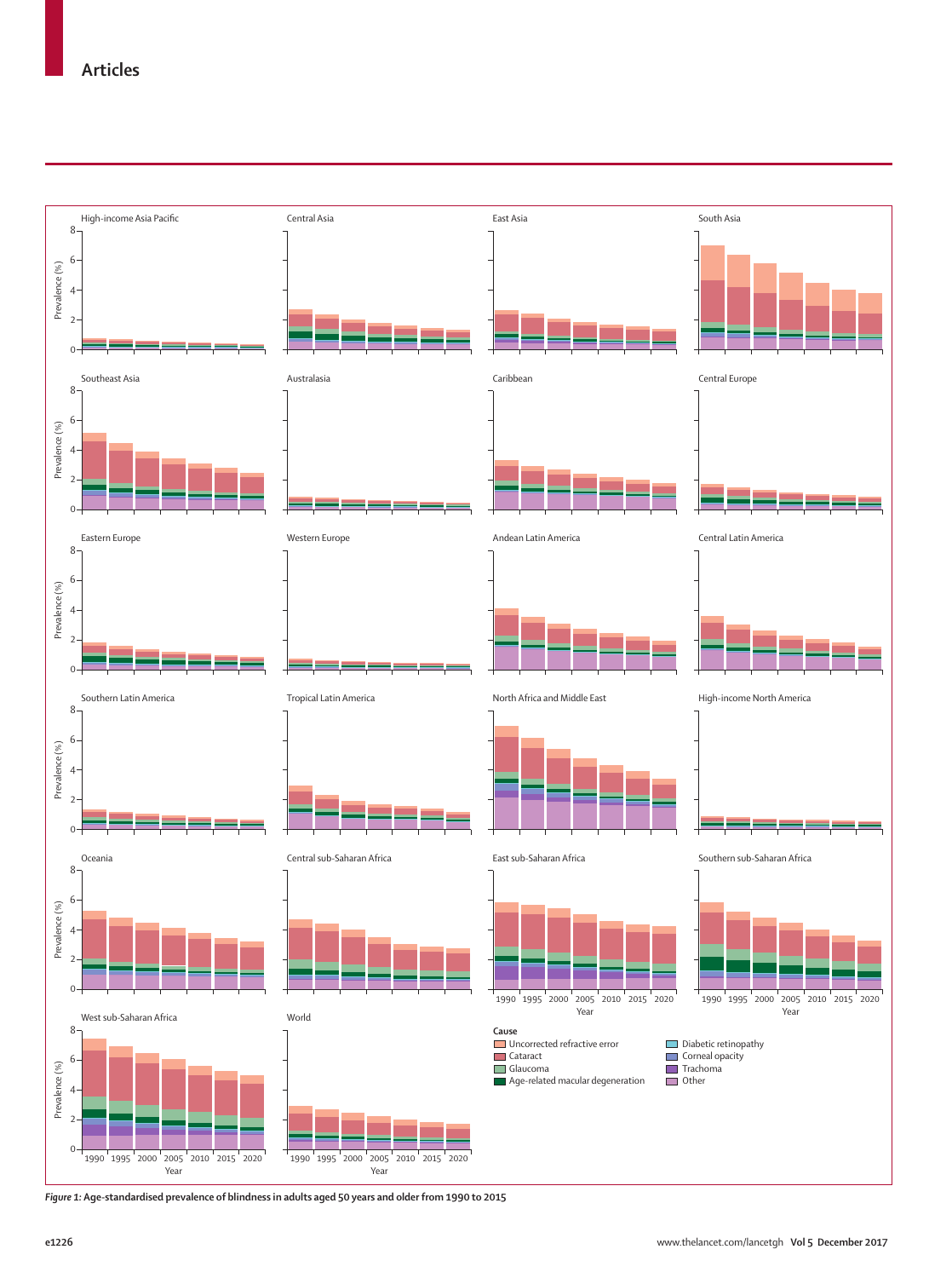*Figure 1:* **Age-standardised prevalence of blindness in adults aged 50 years and older from 1990 to 2015**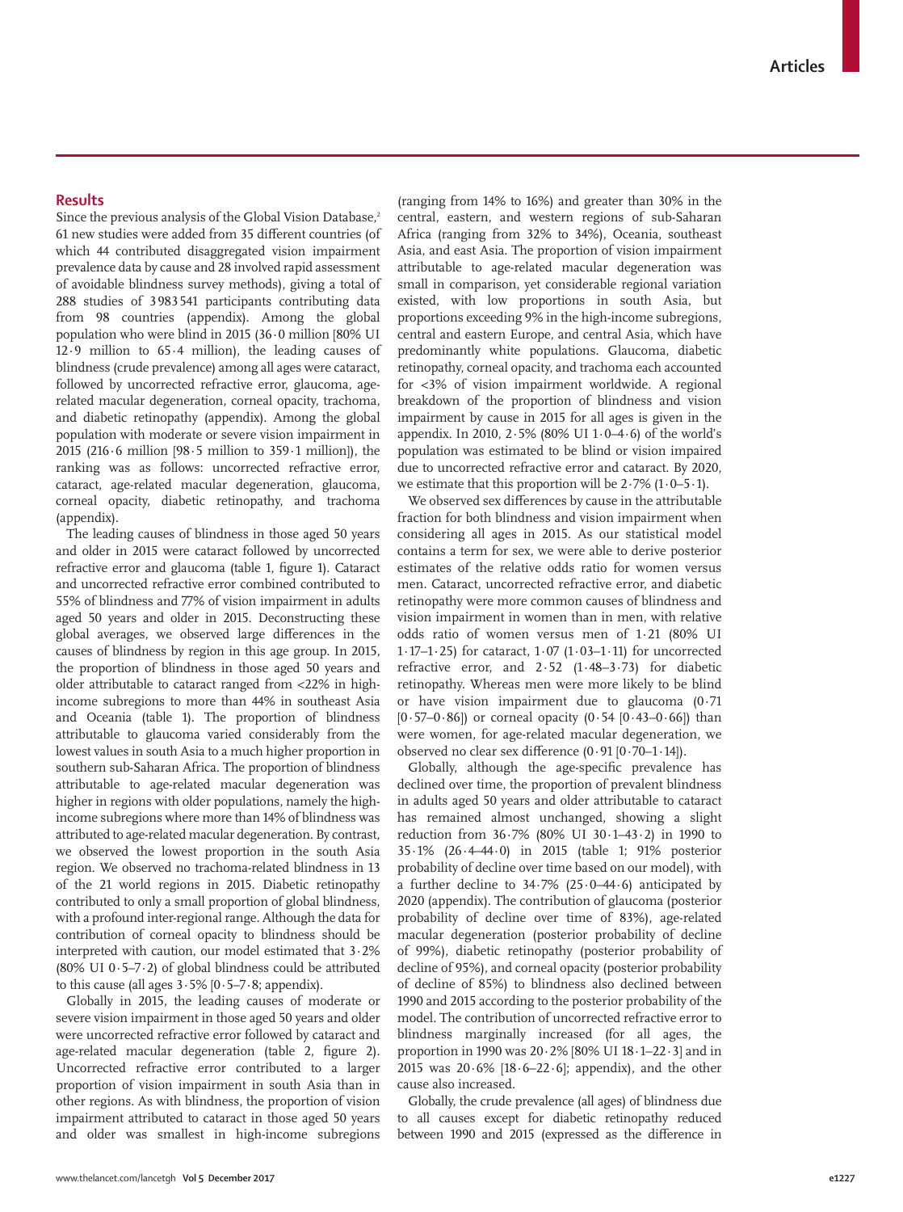## Results

Since the previous analysis of the Global Vision Database,[2] 61 new studies were added from 35 different countries (of which 44 contributed disaggregated vision impairment prevalence data by cause and 28 involved rapid assessment of avoidable blindness survey methods), giving a total of 288 studies of 3 983 541 participants contributing data from 98 countries (appendix). Among the global population who were blind in 2015 (36·0 million [80% UI 12·9 million to 65·4 million), the leading causes of blindness (crude prevalence) among all ages were cataract, followed by uncorrected refractive error, glaucoma, age-related macular degeneration, corneal opacity, trachoma, and diabetic retinopathy (appendix). Among the global population with moderate or severe vision impairment in 2015 (216·6 million [98·5 million to 359·1 million]), the ranking was as follows: uncorrected refractive error, cataract, age-related macular degeneration, glaucoma, corneal opacity, diabetic retinopathy, and trachoma (appendix).

The leading causes of blindness in those aged 50 years and older in 2015 were cataract followed by uncorrected refractive error and glaucoma (table 1, figure 1). Cataract and uncorrected refractive error combined contributed to 55% of blindness and 77% of vision impairment in adults aged 50 years and older in 2015. Deconstructing these global averages, we observed large differences in the causes of blindness by region in this age group. In 2015, the proportion of blindness in those aged 50 years and older attributable to cataract ranged from <22% in high-income subregions to more than 44% in southeast Asia and Oceania (table 1). The proportion of blindness attributable to glaucoma varied considerably from the lowest values in south Asia to a much higher proportion in southern sub-Saharan Africa. The proportion of blindness attributable to age-related macular degeneration was higher in regions with older populations, namely the high-income subregions where more than 14% of blindness was attributed to age-related macular degeneration. By contrast, we observed the lowest proportion in the south Asia region. We observed no trachoma-related blindness in 13 of the 21 world regions in 2015. Diabetic retinopathy contributed to only a small proportion of global blindness, with a profound inter-regional range. Although the data for contribution of corneal opacity to blindness should be interpreted with caution, our model estimated that 3·2% (80% UI 0·5–7·2) of global blindness could be attributed to this cause (all ages 3·5% [0·5–7·8; appendix).

Globally in 2015, the leading causes of moderate or severe vision impairment in those aged 50 years and older were uncorrected refractive error followed by cataract and age-related macular degeneration (table 2, figure 2). Uncorrected refractive error contributed to a larger proportion of vision impairment in south Asia than in other regions. As with blindness, the proportion of vision impairment attributed to cataract in those aged 50 years and older was smallest in high-income subregions (ranging from 14% to 16%) and greater than 30% in the central, eastern, and western regions of sub-Saharan Africa (ranging from 32% to 34%), Oceania, southeast Asia, and east Asia. The proportion of vision impairment attributable to age-related macular degeneration was small in comparison, yet considerable regional variation existed, with low proportions in south Asia, but proportions exceeding 9% in the high-income subregions, central and eastern Europe, and central Asia, which have predominantly white populations. Glaucoma, diabetic retinopathy, corneal opacity, and trachoma each accounted for <3% of vision impairment worldwide. A regional breakdown of the proportion of blindness and vision impairment by cause in 2015 for all ages is given in the appendix. In 2010, 2·5% (80% UI 1·0–4·6) of the world's population was estimated to be blind or vision impaired due to uncorrected refractive error and cataract. By 2020, we estimate that this proportion will be 2·7% (1·0–5·1).

We observed sex differences by cause in the attributable fraction for both blindness and vision impairment when considering all ages in 2015. As our statistical model contains a term for sex, we were able to derive posterior estimates of the relative odds ratio for women versus men. Cataract, uncorrected refractive error, and diabetic retinopathy were more common causes of blindness and vision impairment in women than in men, with relative odds ratio of women versus men of 1·21 (80% UI 1·17–1·25) for cataract, 1·07 (1·03–1·11) for uncorrected refractive error, and 2·52 (1·48–3·73) for diabetic retinopathy. Whereas men were more likely to be blind or have vision impairment due to glaucoma (0·71 [0·57–0·86]) or corneal opacity (0·54 [0·43–0·66]) than were women, for age-related macular degeneration, we observed no clear sex difference (0·91 [0·70–1·14]).

Globally, although the age-specific prevalence has declined over time, the proportion of prevalent blindness in adults aged 50 years and older attributable to cataract has remained almost unchanged, showing a slight reduction from 36·7% (80% UI 30·1–43·2) in 1990 to 35·1% (26·4–44·0) in 2015 (table 1; 91% posterior probability of decline over time based on our model), with a further decline to 34·7% (25·0–44·6) anticipated by 2020 (appendix). The contribution of glaucoma (posterior probability of decline over time of 83%), age-related macular degeneration (posterior probability of decline of 99%), diabetic retinopathy (posterior probability of decline of 95%), and corneal opacity (posterior probability of decline of 85%) to blindness also declined between 1990 and 2015 according to the posterior probability of the model. The contribution of uncorrected refractive error to blindness marginally increased (for all ages, the proportion in 1990 was 20·2% [80% UI 18·1–22·3] and in 2015 was 20·6% [18·6–22·6]; appendix), and the other cause also increased.

Globally, the crude prevalence (all ages) of blindness due to all causes except for diabetic retinopathy reduced between 1990 and 2015 (expressed as the difference in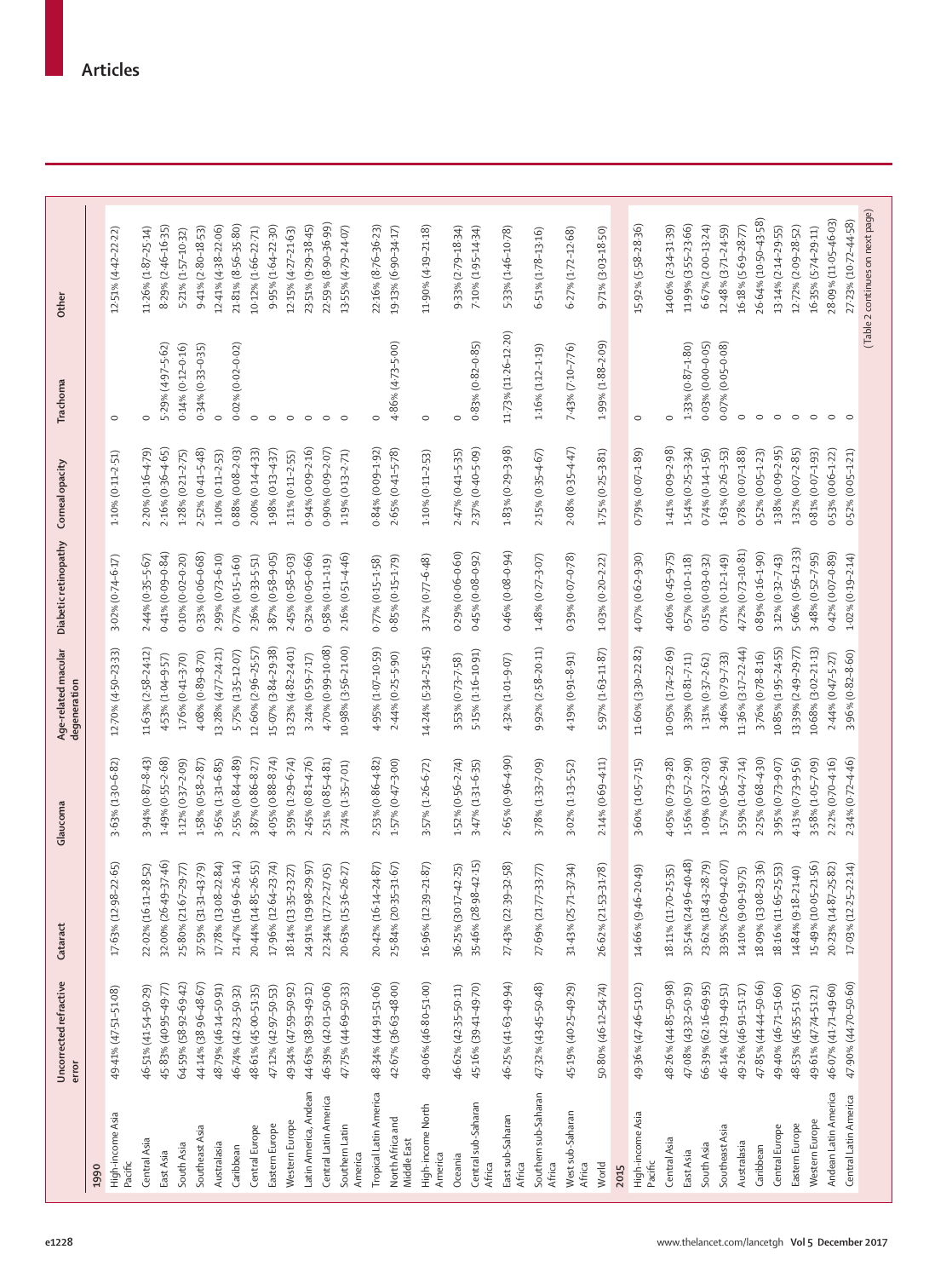| | Uncorrected refractive error | Cataract | Glaucoma | Age-related macular degeneration | Diabetic retinopathy | Corneal opacity | Trachoma | Other |
|---|---|---|---|---|---|---|---|---|
| **1990** | | | | | | | | |
| High-income Asia Pacific | 49·41% (47·51–51·08) | 17·63% (12·98–22·65) | 3·63% (1·30–6·82) | 12·70% (4·50–23·33) | 3·02% (0·74–6·17) | 1·10% (0·11–2·51) | 0 | 12·51% (4·42–22·22) |
| Central Asia | 46·51% (41·54–50·29) | 22·02% (16·11–28·52) | 3·94% (0·87–8·43) | 11·63% (2·58–24·12) | 2·44% (0·35–5·67) | 2·20% (0·16–4·79) | 0 | 11·26% (1·87–25·14) |
| East Asia | 45·83% (40·95–49·77) | 32·00% (26·49–37·46) | 1·49% (0·55–2·68) | 4·53% (1·04–9·57) | 0·41% (0·09–0·84) | 2·16% (0·36–4·65) | 5·29% (4·97–5·62) | 8·29% (2·46–16·35) |
| South Asia | 64·59% (58·92–69·42) | 25·80% (21·67–29·77) | 1·12% (0·37–2·09) | 1·76% (0·41–3·70) | 0·10% (0·02–0·20) | 1·28% (0·21–2·75) | 0·14% (0·12–0·16) | 5·21% (1·57–10·32) |
| Southeast Asia | 44·14% (38·96–48·67) | 37·59% (31·31–43·79) | 1·58% (0·58–2·87) | 4·08% (0·89–8·70) | 0·33% (0·06–0·68) | 2·52% (0·41–5·48) | 0·34% (0·33–0·35) | 9·41% (2·80–18·53) |
| Australasia | 48·79% (46·14–50·91) | 17·78% (13·08–22·84) | 3·65% (1·31–6·85) | 13·28% (4·77–24·21) | 2·99% (0·73–6·10) | 1·10% (0·11–2·53) | 0 | 12·41% (4·38–22·06) |
| Caribbean | 46·74% (42·23–50·32) | 21·47% (16·96–26·14) | 2·55% (0·84–4·89) | 5·75% (1·35–12·07) | 0·77% (0·15–1·60) | 0·88% (0·08–2·03) | 0·02% (0·02–0·02) | 21·81% (8·56–35·80) |
| Central Europe | 48·61% (45·00–51·35) | 20·44% (14·85–26·55) | 3·87% (0·86–8·27) | 12·60% (2·96–25·57) | 2·36% (0·33–5·51) | 2·00% (0·14–4·33) | 0 | 10·12% (1·66–22·71) |
| Eastern Europe | 47·12% (42·97–50·53) | 17·96% (12·64–23·74) | 4·05% (0·88–8·74) | 15·07% (3·84–29·38) | 3·87% (0·58–9·05) | 1·98% (0·13–4·37) | 0 | 9·95% (1·64–22·30) |
| Western Europe | 49·34% (47·59–50·92) | 18·14% (13·35–23·27) | 3·59% (1·29–6·74) | 13·23% (4·82–24·01) | 2·45% (0·58–5·03) | 1·11% (0·11–2·55) | 0 | 12·15% (4·27–21·63) |
| Latin America, Andean | 44·63% (38·93–49·12) | 24·91% (19·98–29·97) | 2·45% (0·81–4·76) | 3·24% (0·59–7·17) | 0·32% (0·05–0·66) | 0·94% (0·09–2·16) | 0 | 23·51% (9·29–38·45) |
| Central Latin America | 46·39% (42·01–50·06) | 22·34% (17·72–27·05) | 2·51% (0·85–4·81) | 4·70% (0·99–10·08) | 0·58% (0·11–1·19) | 0·90% (0·09–2·07) | 0 | 22·59% (8·90–36·99) |
| Southern Latin America | 47·75% (44·69–50·33) | 20·63% (15·36–26·27) | 3·74% (1·35–7·01) | 10·98% (3·56–21·00) | 2·16% (0·51–4·46) | 1·19% (0·13–2·71) | 0 | 13·55% (4·79–24·07) |
| Tropical Latin America | 48·34% (44·91–51·06) | 20·42% (16·14–24·87) | 2·53% (0·86–4·82) | 4·95% (1·07–10·59) | 0·77% (0·15–1·58) | 0·84% (0·09–1·92) | 0 | 22·16% (8·76–36·23) |
| North Africa and Middle East | 42·67% (36·63–48·00) | 25·84% (20·35–31·67) | 1·57% (0·47–3·00) | 2·44% (0·25–5·90) | 0·85% (0·15–1·79) | 2·65% (0·41–5·78) | 4·86% (4·73–5·00) | 19·13% (6·90–34·17) |
| High-income North America | 49·06% (46·80–51·00) | 16·96% (12·39–21·87) | 3·57% (1·26–6·72) | 14·24% (5·34–25·45) | 3·17% (0·77–6·48) | 1·10% (0·11–2·53) | 0 | 11·90% (4·19–21·18) |
| Oceania | 46·62% (42·35–50·11) | 36·25% (30·17–42·25) | 1·52% (0·56–2·74) | 3·53% (0·73–7·58) | 0·29% (0·06–0·60) | 2·47% (0·41–5·35) | 0 | 9·33% (2·79–18·34) |
| Central sub-Saharan Africa | 45·16% (39·41–49·70) | 35·46% (28·98–42·15) | 3·47% (1·31–6·35) | 5·15% (1·16–10·91) | 0·45% (0·08–0·92) | 2·37% (0·40–5·09) | 0·83% (0·82–0·85) | 7·10% (1·95–14·34) |
| East sub-Saharan Africa | 46·25% (41·63–49·94) | 27·43% (22·39–32·58) | 2·65% (0·96–4·90) | 4·32% (1·01–9·07) | 0·46% (0·08–0·94) | 1·83% (0·29–3·98) | 11·73% (11·26–12·20) | 5·33% (1·46–10·78) |
| Southern sub-Saharan Africa | 47·32% (43·45–50·48) | 27·69% (21·77–33·77) | 3·78% (1·33–7·09) | 9·92% (2·58–20·11) | 1·48% (0·27–3·07) | 2·15% (0·35–4·67) | 1·16% (1·12–1·19) | 6·51% (1·78–13·16) |
| West sub-Saharan Africa | 45·19% (40·25–49·29) | 31·43% (25·71–37·34) | 3·02% (1·13–5·52) | 4·19% (0·91–8·91) | 0·39% (0·07–0·78) | 2·08% (0·35–4·47) | 7·43% (7·10–7·76) | 6·27% (1·72–12·68) |
| World | 50·80% (46·12–54·74) | 26·62% (21·53–31·78) | 2·14% (0·69–4·11) | 5·97% (1·63–11·87) | 1·03% (0·20–2·22) | 1·75% (0·25–3·81) | 1·99% (1·88–2·09) | 9·71% (3·03–18·50) |
| **2015** | | | | | | | | |
| High-income Asia Pacific | 49·36% (47·46–51·02) | 14·66% (9·46–20·49) | 3·60% (1·05–7·15) | 11·60% (3·30–22·82) | 4·07% (0·62–9·30) | 0·79% (0·07–1·89) | 0 | 15·92% (5·58–28·36) |
| Central Asia | 48·26% (44·85–50·98) | 18·11% (11·70–25·35) | 4·05% (0·73–9·28) | 10·05% (1·74–22·69) | 4·06% (0·45–9·75) | 1·41% (0·09–2·98) | 0 | 14·06% (2·34–31·39) |
| East Asia | 47·08% (43·32–50·19) | 32·54% (24·96–40·48) | 1·56% (0·57–2·90) | 3·39% (0·81–7·11) | 0·57% (0·10–1·18) | 1·54% (0·25–3·34) | 1·33% (0·87–1·80) | 11·99% (3·55–23·66) |
| South Asia | 66·39% (62·16–69·95) | 23·62% (18·43–28·79) | 1·09% (0·37–2·03) | 1·31% (0·37–2·62) | 0·15% (0·03–0·32) | 0·74% (0·14–1·56) | 0·03% (0·00–0·05) | 6·67% (2·00–13·24) |
| Southeast Asia | 46·14% (42·19–49·51) | 33·95% (26·09–42·07) | 1·57% (0·56–2·94) | 3·46% (0·79–7·33) | 0·71% (0·12–1·49) | 1·63% (0·26–3·53) | 0·07% (0·05–0·08) | 12·48% (3·71–24·59) |
| Australasia | 49·26% (46·91–51·17) | 14·10% (9·09–19·75) | 3·59% (1·04–7·14) | 11·36% (3·17–22·44) | 4·72% (0·73–10·81) | 0·78% (0·07–1·88) | 0 | 16·18% (5·69–28·77) |
| Caribbean | 47·85% (44·44–50·66) | 18·09% (13·08–23·36) | 2·25% (0·68–4·30) | 3·76% (0·78–8·16) | 0·89% (0·16–1·90) | 0·52% (0·05–1·23) | 0 | 26·64% (10·50–43·58) |
| Central Europe | 49·40% (46·71–51·60) | 18·16% (11·65–25·53) | 3·95% (0·73–9·07) | 10·85% (1·95–24·55) | 3·12% (0·32–7·43) | 1·38% (0·09–2·95) | 0 | 13·14% (2·14–29·55) |
| Eastern Europe | 48·53% (45·35–51·05) | 14·84% (9·18–21·40) | 4·13% (0·73–9·56) | 13·39% (2·49–29·77) | 5·06% (0·56–12·33) | 1·32% (0·07–2·85) | 0 | 12·72% (2·09–28·52) |
| Western Europe | 49·61% (47·74–51·21) | 15·49% (10·05–21·56) | 3·58% (1·05–7·09) | 10·68% (3·02–21·13) | 3·48% (0·52–7·95) | 0·81% (0·07–1·93) | 0 | 16·35% (5·74–29·11) |
| Andean Latin America | 46·07% (41·71–49·60) | 20·23% (14·87–25·82) | 2·22% (0·70–4·16) | 2·44% (0·47–5·27) | 0·42% (0·07–0·89) | 0·53% (0·06–1·22) | 0 | 28·09% (11·05–46·03) |
| Central Latin America | 47·90% (44·70–50·60) | 17·03% (12·25–22·14) | 2·34% (0·72–4·46) | 3·96% (0·82–8·60) | 1·02% (0·19–2·14) | 0·52% (0·05–1·21) | 0 | 27·23% (10·72–44·58) |

(Table 2 continues on next page)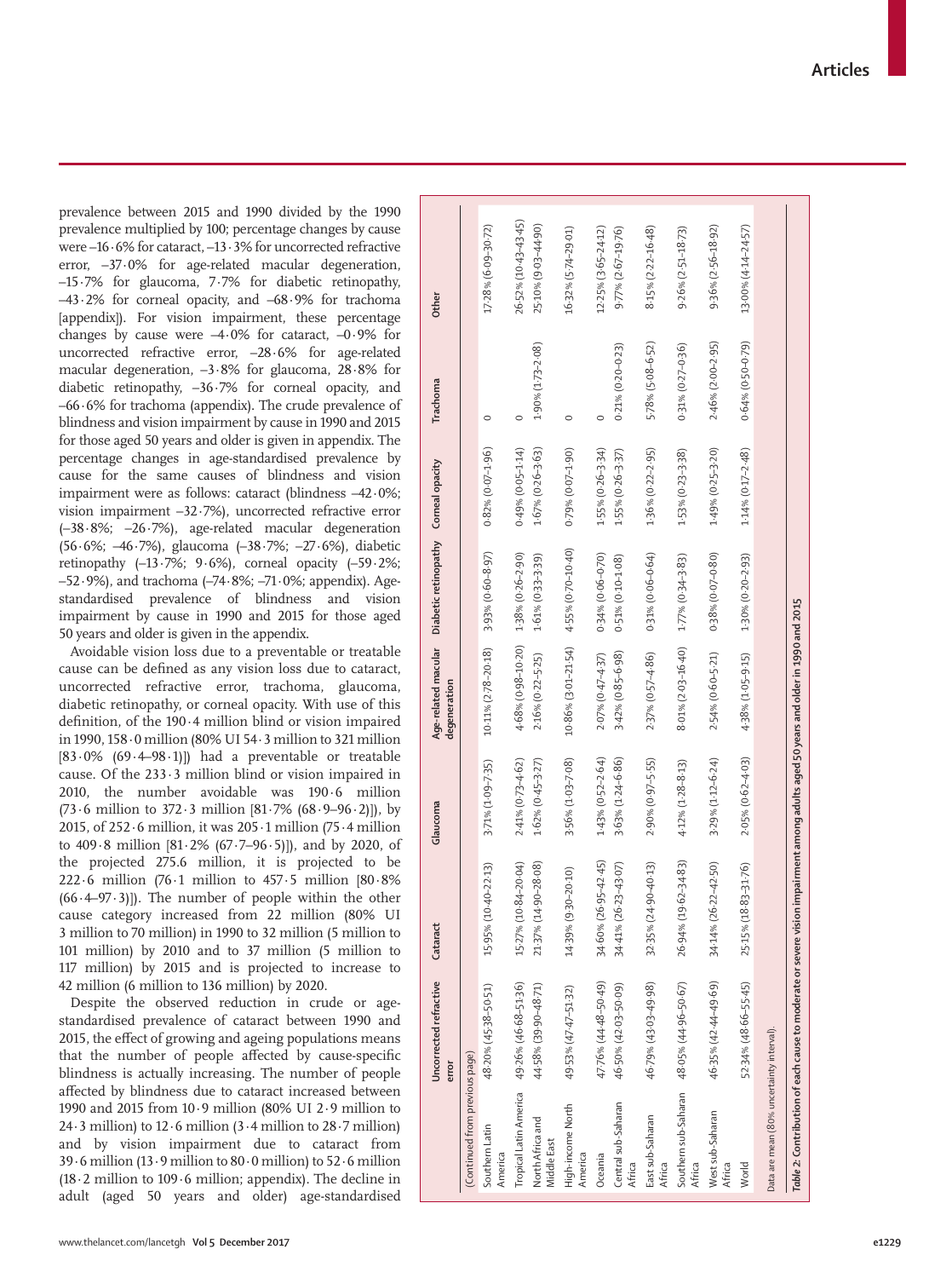prevalence between 2015 and 1990 divided by the 1990 prevalence multiplied by 100; percentage changes by cause were –16·6% for cataract, –13·3% for uncorrected refractive error, –37·0% for age-related macular degeneration, –15·7% for glaucoma, 7·7% for diabetic retinopathy, –43·2% for corneal opacity, and –68·9% for trachoma [appendix]). For vision impairment, these percentage changes by cause were –4·0% for cataract, –0·9% for uncorrected refractive error, –28·6% for age-related macular degeneration, –3·8% for glaucoma, 28·8% for diabetic retinopathy, –36·7% for corneal opacity, and –66·6% for trachoma (appendix). The crude prevalence of blindness and vision impairment by cause in 1990 and 2015 for those aged 50 years and older is given in appendix. The percentage changes in age-standardised prevalence by cause for the same causes of blindness and vision impairment were as follows: cataract (blindness –42·0%; vision impairment –32·7%), uncorrected refractive error (–38·8%; –26·7%), age-related macular degeneration (56·6%; –46·7%), glaucoma (–38·7%; –27·6%), diabetic retinopathy (–13·7%; 9·6%), corneal opacity (–59·2%; –52·9%), and trachoma (–74·8%; –71·0%; appendix). Age-standardised prevalence of blindness and vision impairment by cause in 1990 and 2015 for those aged 50 years and older is given in the appendix.

Avoidable vision loss due to a preventable or treatable cause can be defined as any vision loss due to cataract, uncorrected refractive error, trachoma, glaucoma, diabetic retinopathy, or corneal opacity. With use of this definition, of the 190·4 million blind or vision impaired in 1990, 158·0 million (80% UI 54·3 million to 321 million [83·0% (69·4–98·1)]) had a preventable or treatable cause. Of the 233·3 million blind or vision impaired in 2010, the number avoidable was 190·6 million (73·6 million to 372·3 million [81·7% (68·9–96·2)]), by 2015, of 252·6 million, it was 205·1 million (75·4 million to 409·8 million [81·2% (67·7–96·5)]), and by 2020, of the projected 275.6 million, it is projected to be 222·6 million (76·1 million to 457·5 million [80·8% (66·4–97·3)]). The number of people within the other cause category increased from 22 million (80% UI 3 million to 70 million) in 1990 to 32 million (5 million to 101 million) by 2010 and to 37 million (5 million to 117 million) by 2015 and is projected to increase to 42 million (6 million to 136 million) by 2020.

Despite the observed reduction in crude or age-standardised prevalence of cataract between 1990 and 2015, the effect of growing and ageing populations means that the number of people affected by cause-specific blindness is actually increasing. The number of people affected by blindness due to cataract increased between 1990 and 2015 from 10·9 million (80% UI 2·9 million to 24·3 million) to 12·6 million (3·4 million to 28·7 million) and by vision impairment due to cataract from 39·6 million (13·9 million to 80·0 million) to 52·6 million (18·2 million to 109·6 million; appendix). The decline in adult (aged 50 years and older) age-standardised

| | Uncorrected refractive error | Cataract | Glaucoma | Age-related macular degeneration | Diabetic retinopathy | Corneal opacity | Trachoma | Other |
|---|---|---|---|---|---|---|---|---|
| (Continued from previous page) | | | | | | | | |
| Southern Latin America | 48·20% (45·38–50·51) | 15·95% (10·40–22·13) | 3·71% (1·09–7·35) | 10·11% (2·78–20·18) | 3·93% (0·60–8·97) | 0·82% (0·07–1·96) | 0 | 17·28% (6·09–30·72) |
| Tropical Latin America | 49·26% (46·68–51·36) | 15·27% (10·84–20·04) | 2·41% (0·73–4·62) | 4·68% (0·98–10·20) | 1·38% (0·26–2·90) | 0·49% (0·05–1·14) | 0 | 26·52% (10·43–43·45) |
| North Africa and Middle East | 44·58% (39·90–48·71) | 21·37% (14·90–28·08) | 1·62% (0·45–3·27) | 2·16% (0·22–5·25) | 1·61% (0·33–3·39) | 1·67% (0·26–3·63) | 1·90% (1·73–2·08) | 25·10% (9·03–44·90) |
| High-income North America | 49·53% (47·47–51·32) | 14·39% (9·30–20·10) | 3·56% (1·03–7·08) | 10·86% (3·01–21·54) | 4·55% (0·70–10·40) | 0·79% (0·07–1·90) | 0 | 16·32% (5·74–29·01) |
| Oceania | 47·76% (44·48–50·49) | 34·60% (26·95–42·45) | 1·43% (0·52–2·64) | 2·07% (0·47–4·37) | 0·34% (0·06–0·70) | 1·55% (0·26–3·34) | 0 | 12·25% (3·65–24·12) |
| Central sub-Saharan Africa | 46·50% (42·03–50·09) | 34·41% (26·23–43·07) | 3·63% (1·24–6·86) | 3·42% (0·85–6·98) | 0·51% (0·10–1·08) | 1·55% (0·26–3·37) | 0·21% (0·20–0·23) | 9·77% (2·67–19·76) |
| East sub-Saharan Africa | 46·79% (43·03–49·98) | 32·35% (24·90–40·13) | 2·90% (0·97–5·55) | 2·37% (0·57–4·86) | 0·31% (0·06–0·64) | 1·36% (0·22–2·95) | 5·78% (5·08–6·52) | 8·15% (2·22–16·48) |
| Southern sub-Saharan Africa | 48·05% (44·96–50·67) | 26·94% (19·62–34·83) | 4·12% (1·28–8·13) | 8·01% (2·03–16·40) | 1·77% (0·34–3·83) | 1·53% (0·23–3·38) | 0·31% (0·27–0·36) | 9·26% (2·51–18·73) |
| West sub-Saharan Africa | 46·35% (42·44–49·69) | 34·14% (26·22–42·50) | 3·29% (1·12–6·24) | 2·54% (0·60–5·21) | 0·38% (0·07–0·80) | 1·49% (0·25–3·20) | 2·46% (2·00–2·95) | 9·36% (2·56–18·92) |
| World | 52·34% (48·66–55·45) | 25·15% (18·83–31·76) | 2·05% (0·62–4·03) | 4·38% (1·05–9·15) | 1·30% (0·20–2·93) | 1·14% (0·17–2·48) | 0·64% (0·50–0·79) | 13·00% (4·14–24·57) |

Data are mean (80% uncertainty interval).

*Table 2:* Contribution of each cause to moderate or severe vision impairment among adults aged 50 years and older in 1990 and 2015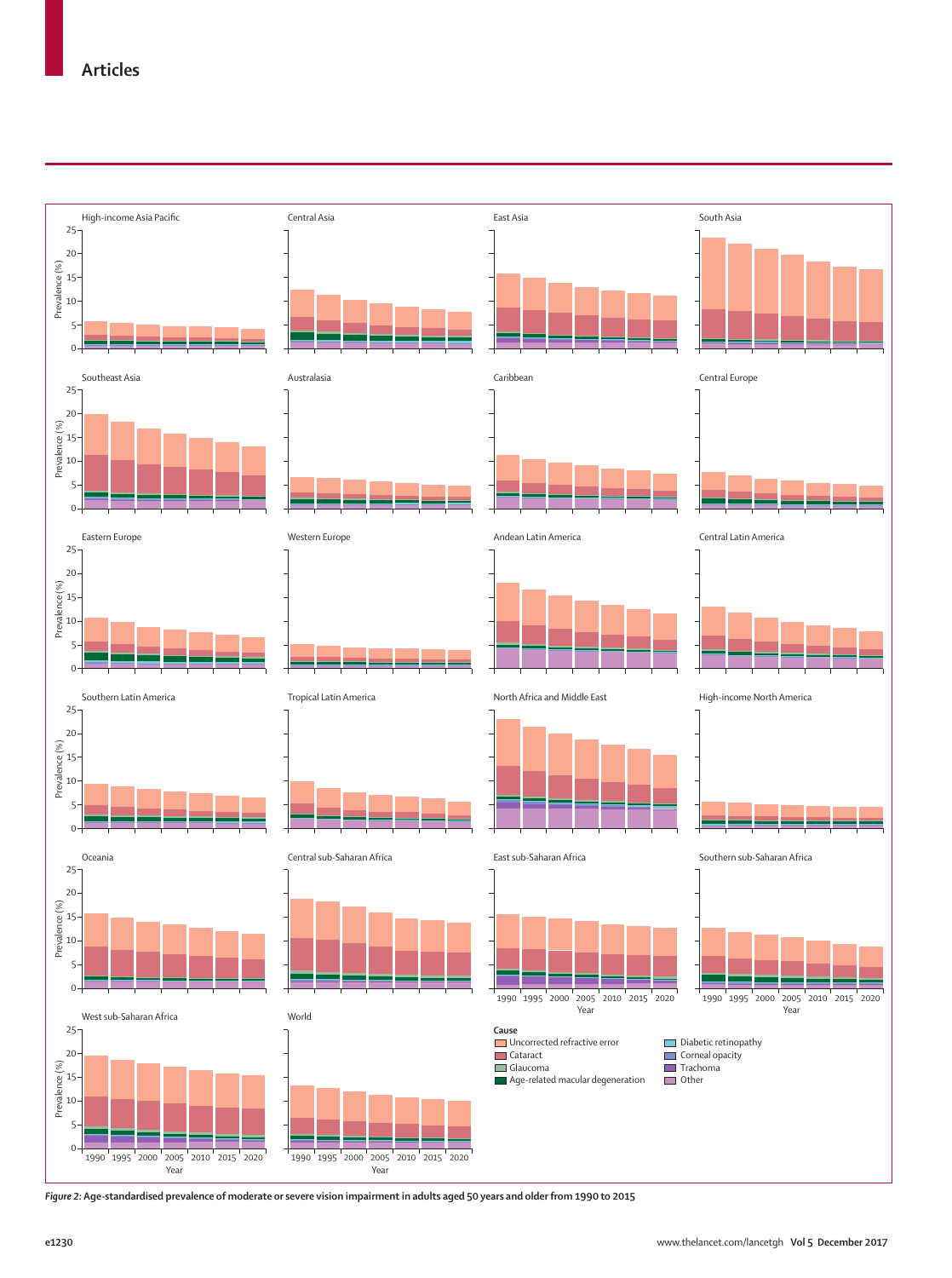Figure 2: Age-standardised prevalence of moderate or severe vision impairment in adults aged 50 years and older from 1990 to 2015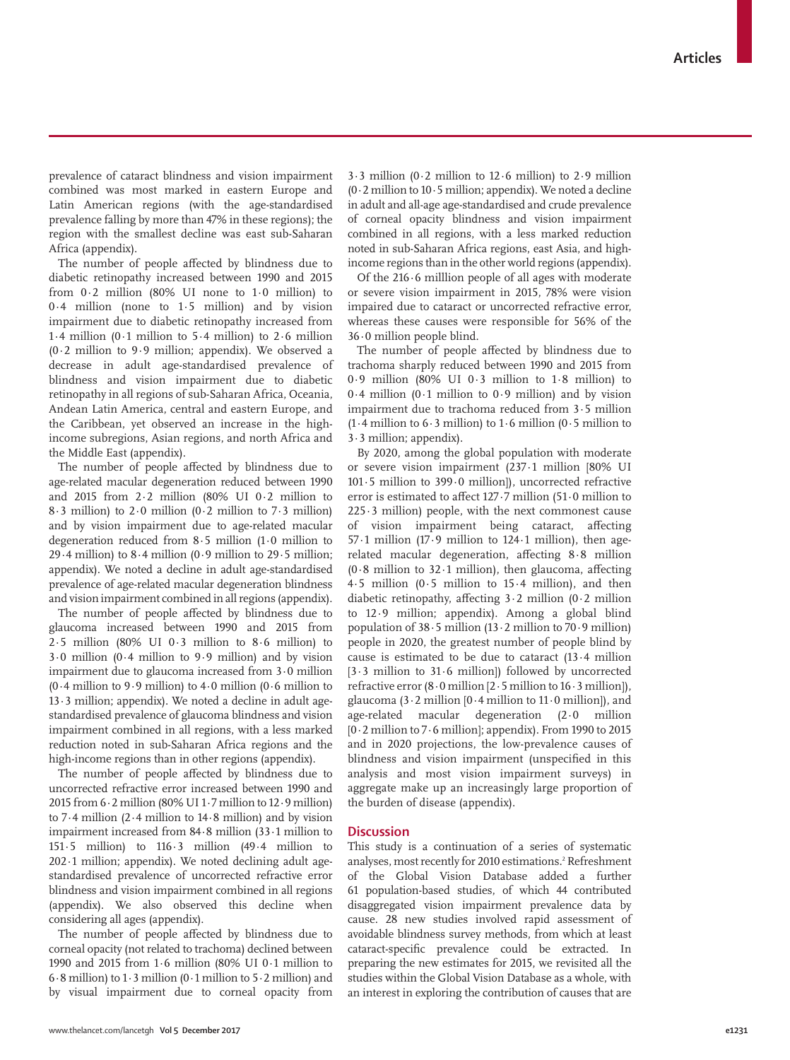prevalence of cataract blindness and vision impairment combined was most marked in eastern Europe and Latin American regions (with the age-standardised prevalence falling by more than 47% in these regions); the region with the smallest decline was east sub-Saharan Africa (appendix).

The number of people affected by blindness due to diabetic retinopathy increased between 1990 and 2015 from 0·2 million (80% UI none to 1·0 million) to 0·4 million (none to 1·5 million) and by vision impairment due to diabetic retinopathy increased from 1·4 million (0·1 million to 5·4 million) to 2·6 million (0·2 million to 9·9 million; appendix). We observed a decrease in adult age-standardised prevalence of blindness and vision impairment due to diabetic retinopathy in all regions of sub-Saharan Africa, Oceania, Andean Latin America, central and eastern Europe, and the Caribbean, yet observed an increase in the high-income subregions, Asian regions, and north Africa and the Middle East (appendix).

The number of people affected by blindness due to age-related macular degeneration reduced between 1990 and 2015 from 2·2 million (80% UI 0·2 million to 8·3 million) to 2·0 million (0·2 million to 7·3 million) and by vision impairment due to age-related macular degeneration reduced from 8·5 million (1·0 million to 29·4 million) to 8·4 million (0·9 million to 29·5 million; appendix). We noted a decline in adult age-standardised prevalence of age-related macular degeneration blindness and vision impairment combined in all regions (appendix).

The number of people affected by blindness due to glaucoma increased between 1990 and 2015 from 2·5 million (80% UI 0·3 million to 8·6 million) to 3·0 million (0·4 million to 9·9 million) and by vision impairment due to glaucoma increased from 3·0 million (0·4 million to 9·9 million) to 4·0 million (0·6 million to 13·3 million; appendix). We noted a decline in adult age-standardised prevalence of glaucoma blindness and vision impairment combined in all regions, with a less marked reduction noted in sub-Saharan Africa regions and the high-income regions than in other regions (appendix).

The number of people affected by blindness due to uncorrected refractive error increased between 1990 and 2015 from 6·2 million (80% UI 1·7 million to 12·9 million) to 7·4 million (2·4 million to 14·8 million) and by vision impairment increased from 84·8 million (33·1 million to 151·5 million) to 116·3 million (49·4 million to 202·1 million; appendix). We noted declining adult age-standardised prevalence of uncorrected refractive error blindness and vision impairment combined in all regions (appendix). We also observed this decline when considering all ages (appendix).

The number of people affected by blindness due to corneal opacity (not related to trachoma) declined between 1990 and 2015 from 1·6 million (80% UI 0·1 million to 6·8 million) to 1·3 million (0·1 million to 5·2 million) and by visual impairment due to corneal opacity from 3·3 million (0·2 million to 12·6 million) to 2·9 million (0·2 million to 10·5 million; appendix). We noted a decline in adult and all-age age-standardised and crude prevalence of corneal opacity blindness and vision impairment combined in all regions, with a less marked reduction noted in sub-Saharan Africa regions, east Asia, and high-income regions than in the other world regions (appendix).

Of the 216·6 milllion people of all ages with moderate or severe vision impairment in 2015, 78% were vision impaired due to cataract or uncorrected refractive error, whereas these causes were responsible for 56% of the 36·0 million people blind.

The number of people affected by blindness due to trachoma sharply reduced between 1990 and 2015 from 0·9 million (80% UI 0·3 million to 1·8 million) to 0·4 million (0·1 million to 0·9 million) and by vision impairment due to trachoma reduced from 3·5 million (1·4 million to 6·3 million) to 1·6 million (0·5 million to 3·3 million; appendix).

By 2020, among the global population with moderate or severe vision impairment (237·1 million [80% UI 101·5 million to 399·0 million]), uncorrected refractive error is estimated to affect 127·7 million (51·0 million to 225·3 million) people, with the next commonest cause of vision impairment being cataract, affecting 57·1 million (17·9 million to 124·1 million), then age-related macular degeneration, affecting 8·8 million (0·8 million to 32·1 million), then glaucoma, affecting 4·5 million (0·5 million to 15·4 million), and then diabetic retinopathy, affecting 3·2 million (0·2 million to 12·9 million; appendix). Among a global blind population of 38·5 million (13·2 million to 70·9 million) people in 2020, the greatest number of people blind by cause is estimated to be due to cataract (13·4 million [3·3 million to 31·6 million]) followed by uncorrected refractive error (8·0 million [2·5 million to 16·3 million]), glaucoma (3·2 million [0·4 million to 11·0 million]), and age-related macular degeneration (2·0 million [0·2 million to 7·6 million]; appendix). From 1990 to 2015 and in 2020 projections, the low-prevalence causes of blindness and vision impairment (unspecified in this analysis and most vision impairment surveys) in aggregate make up an increasingly large proportion of the burden of disease (appendix).

## Discussion

This study is a continuation of a series of systematic analyses, most recently for 2010 estimations.[2] Refreshment of the Global Vision Database added a further 61 population-based studies, of which 44 contributed disaggregated vision impairment prevalence data by cause. 28 new studies involved rapid assessment of avoidable blindness survey methods, from which at least cataract-specific prevalence could be extracted. In preparing the new estimates for 2015, we revisited all the studies within the Global Vision Database as a whole, with an interest in exploring the contribution of causes that are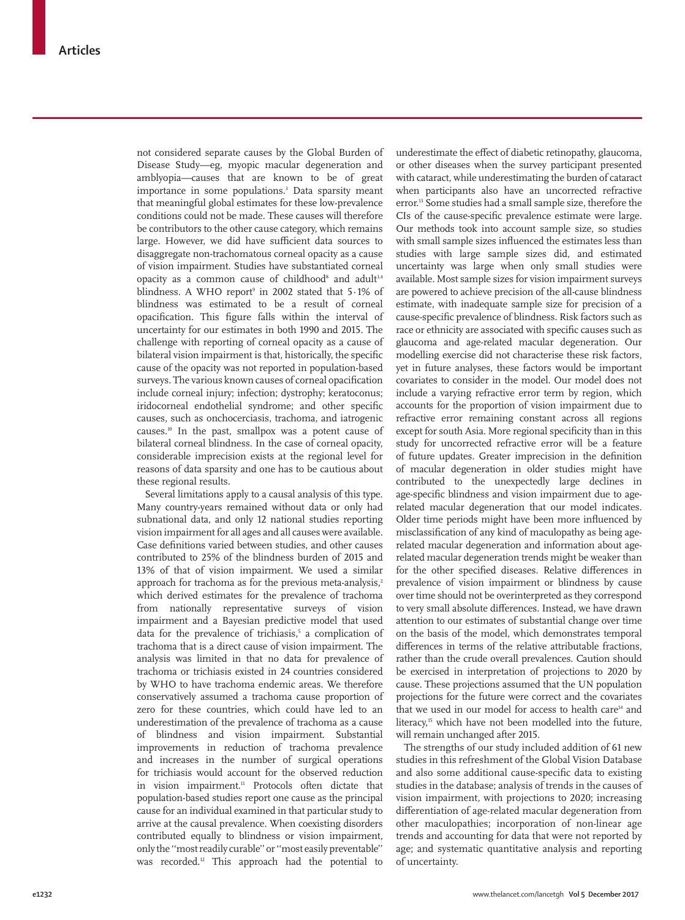not considered separate causes by the Global Burden of Disease Study—eg, myopic macular degeneration and amblyopia—causes that are known to be of great importance in some populations.[3] Data sparsity meant that meaningful global estimates for these low-prevalence conditions could not be made. These causes will therefore be contributors to the other cause category, which remains large. However, we did have sufficient data sources to disaggregate non-trachomatous corneal opacity as a cause of vision impairment. Studies have substantiated corneal opacity as a common cause of childhood[8] and adult[3,4] blindness. A WHO report[9] in 2002 stated that 5·1% of blindness was estimated to be a result of corneal opacification. This figure falls within the interval of uncertainty for our estimates in both 1990 and 2015. The challenge with reporting of corneal opacity as a cause of bilateral vision impairment is that, historically, the specific cause of the opacity was not reported in population-based surveys. The various known causes of corneal opacification include corneal injury; infection; dystrophy; keratoconus; iridocorneal endothelial syndrome; and other specific causes, such as onchocerciasis, trachoma, and iatrogenic causes.[10] In the past, smallpox was a potent cause of bilateral corneal blindness. In the case of corneal opacity, considerable imprecision exists at the regional level for reasons of data sparsity and one has to be cautious about these regional results.

Several limitations apply to a causal analysis of this type. Many country-years remained without data or only had subnational data, and only 12 national studies reporting vision impairment for all ages and all causes were available. Case definitions varied between studies, and other causes contributed to 25% of the blindness burden of 2015 and 13% of that of vision impairment. We used a similar approach for trachoma as for the previous meta-analysis,[2] which derived estimates for the prevalence of trachoma from nationally representative surveys of vision impairment and a Bayesian predictive model that used data for the prevalence of trichiasis,[5] a complication of trachoma that is a direct cause of vision impairment. The analysis was limited in that no data for prevalence of trachoma or trichiasis existed in 24 countries considered by WHO to have trachoma endemic areas. We therefore conservatively assumed a trachoma cause proportion of zero for these countries, which could have led to an underestimation of the prevalence of trachoma as a cause of blindness and vision impairment. Substantial improvements in reduction of trachoma prevalence and increases in the number of surgical operations for trichiasis would account for the observed reduction in vision impairment.[11] Protocols often dictate that population-based studies report one cause as the principal cause for an individual examined in that particular study to arrive at the causal prevalence. When coexisting disorders contributed equally to blindness or vision impairment, only the "most readily curable" or "most easily preventable" was recorded.[12] This approach had the potential to underestimate the effect of diabetic retinopathy, glaucoma, or other diseases when the survey participant presented with cataract, while underestimating the burden of cataract when participants also have an uncorrected refractive error.[13] Some studies had a small sample size, therefore the CIs of the cause-specific prevalence estimate were large. Our methods took into account sample size, so studies with small sample sizes influenced the estimates less than studies with large sample sizes did, and estimated uncertainty was large when only small studies were available. Most sample sizes for vision impairment surveys are powered to achieve precision of the all-cause blindness estimate, with inadequate sample size for precision of a cause-specific prevalence of blindness. Risk factors such as race or ethnicity are associated with specific causes such as glaucoma and age-related macular degeneration. Our modelling exercise did not characterise these risk factors, yet in future analyses, these factors would be important covariates to consider in the model. Our model does not include a varying refractive error term by region, which accounts for the proportion of vision impairment due to refractive error remaining constant across all regions except for south Asia. More regional specificity than in this study for uncorrected refractive error will be a feature of future updates. Greater imprecision in the definition of macular degeneration in older studies might have contributed to the unexpectedly large declines in age-specific blindness and vision impairment due to age-related macular degeneration that our model indicates. Older time periods might have been more influenced by misclassification of any kind of maculopathy as being age-related macular degeneration and information about age-related macular degeneration trends might be weaker than for the other specified diseases. Relative differences in prevalence of vision impairment or blindness by cause over time should not be overinterpreted as they correspond to very small absolute differences. Instead, we have drawn attention to our estimates of substantial change over time on the basis of the model, which demonstrates temporal differences in terms of the relative attributable fractions, rather than the crude overall prevalences. Caution should be exercised in interpretation of projections to 2020 by cause. These projections assumed that the UN population projections for the future were correct and the covariates that we used in our model for access to health care[14] and literacy,[15] which have not been modelled into the future, will remain unchanged after 2015.

The strengths of our study included addition of 61 new studies in this refreshment of the Global Vision Database and also some additional cause-specific data to existing studies in the database; analysis of trends in the causes of vision impairment, with projections to 2020; increasing differentiation of age-related macular degeneration from other maculopathies; incorporation of non-linear age trends and accounting for data that were not reported by age; and systematic quantitative analysis and reporting of uncertainty.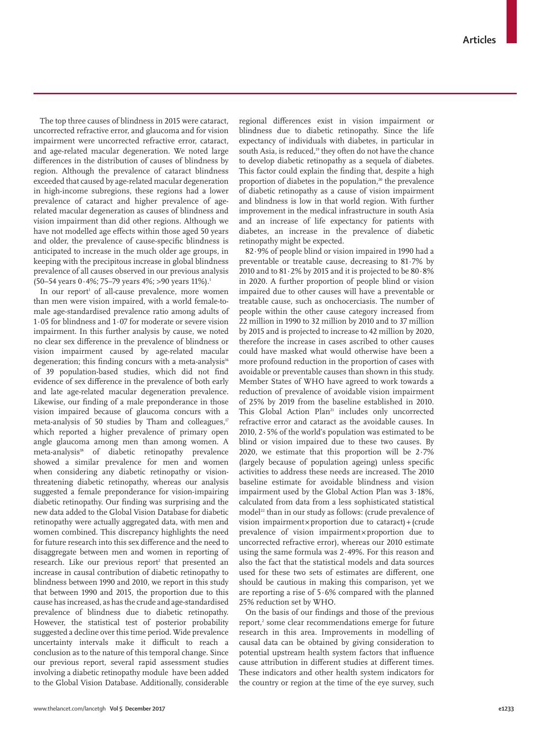The top three causes of blindness in 2015 were cataract, uncorrected refractive error, and glaucoma and for vision impairment were uncorrected refractive error, cataract, and age-related macular degeneration. We noted large differences in the distribution of causes of blindness by region. Although the prevalence of cataract blindness exceeded that caused by age-related macular degeneration in high-income subregions, these regions had a lower prevalence of cataract and higher prevalence of age-related macular degeneration as causes of blindness and vision impairment than did other regions. Although we have not modelled age effects within those aged 50 years and older, the prevalence of cause-specific blindness is anticipated to increase in the much older age groups, in keeping with the precipitous increase in global blindness prevalence of all causes observed in our previous analysis (50–54 years 0·4%; 75–79 years 4%; >90 years 11%).[1]

In our report[1] of all-cause prevalence, more women than men were vision impaired, with a world female-to-male age-standardised prevalence ratio among adults of 1·05 for blindness and 1·07 for moderate or severe vision impairment. In this further analysis by cause, we noted no clear sex difference in the prevalence of blindness or vision impairment caused by age-related macular degeneration; this finding concurs with a meta-analysis[16] of 39 population-based studies, which did not find evidence of sex difference in the prevalence of both early and late age-related macular degeneration prevalence. Likewise, our finding of a male preponderance in those vision impaired because of glaucoma concurs with a meta-analysis of 50 studies by Tham and colleagues,[17] which reported a higher prevalence of primary open angle glaucoma among men than among women. A meta-analysis[18] of diabetic retinopathy prevalence showed a similar prevalence for men and women when considering any diabetic retinopathy or vision-threatening diabetic retinopathy, whereas our analysis suggested a female preponderance for vision-impairing diabetic retinopathy. Our finding was surprising and the new data added to the Global Vision Database for diabetic retinopathy were actually aggregated data, with men and women combined. This discrepancy highlights the need for future research into this sex difference and the need to disaggregate between men and women in reporting of research. Like our previous report[2] that presented an increase in causal contribution of diabetic retinopathy to blindness between 1990 and 2010, we report in this study that between 1990 and 2015, the proportion due to this cause has increased, as has the crude and age-standardised prevalence of blindness due to diabetic retinopathy. However, the statistical test of posterior probability suggested a decline over this time period. Wide prevalence uncertainty intervals make it difficult to reach a conclusion as to the nature of this temporal change. Since our previous report, several rapid assessment studies involving a diabetic retinopathy module have been added to the Global Vision Database. Additionally, considerable regional differences exist in vision impairment or blindness due to diabetic retinopathy. Since the life expectancy of individuals with diabetes, in particular in south Asia, is reduced,[19] they often do not have the chance to develop diabetic retinopathy as a sequela of diabetes. This factor could explain the finding that, despite a high proportion of diabetes in the population,[20] the prevalence of diabetic retinopathy as a cause of vision impairment and blindness is low in that world region. With further improvement in the medical infrastructure in south Asia and an increase of life expectancy for patients with diabetes, an increase in the prevalence of diabetic retinopathy might be expected.

82·9% of people blind or vision impaired in 1990 had a preventable or treatable cause, decreasing to 81·7% by 2010 and to 81·2% by 2015 and it is projected to be 80·8% in 2020. A further proportion of people blind or vision impaired due to other causes will have a preventable or treatable cause, such as onchocerciasis. The number of people within the other cause category increased from 22 million in 1990 to 32 million by 2010 and to 37 million by 2015 and is projected to increase to 42 million by 2020, therefore the increase in cases ascribed to other causes could have masked what would otherwise have been a more profound reduction in the proportion of cases with avoidable or preventable causes than shown in this study. Member States of WHO have agreed to work towards a reduction of prevalence of avoidable vision impairment of 25% by 2019 from the baseline established in 2010. This Global Action Plan[21] includes only uncorrected refractive error and cataract as the avoidable causes. In 2010, 2·5% of the world's population was estimated to be blind or vision impaired due to these two causes. By 2020, we estimate that this proportion will be 2·7% (largely because of population ageing) unless specific activities to address these needs are increased. The 2010 baseline estimate for avoidable blindness and vision impairment used by the Global Action Plan was 3·18%, calculated from data from a less sophisticated statistical model[22] than in our study as follows: (crude prevalence of vision impairment × proportion due to cataract) + (crude prevalence of vision impairment × proportion due to uncorrected refractive error), whereas our 2010 estimate using the same formula was 2·49%. For this reason and also the fact that the statistical models and data sources used for these two sets of estimates are different, one should be cautious in making this comparison, yet we are reporting a rise of 5·6% compared with the planned 25% reduction set by WHO.

On the basis of our findings and those of the previous report,[2] some clear recommendations emerge for future research in this area. Improvements in modelling of causal data can be obtained by giving consideration to potential upstream health system factors that influence cause attribution in different studies at different times. These indicators and other health system indicators for the country or region at the time of the eye survey, such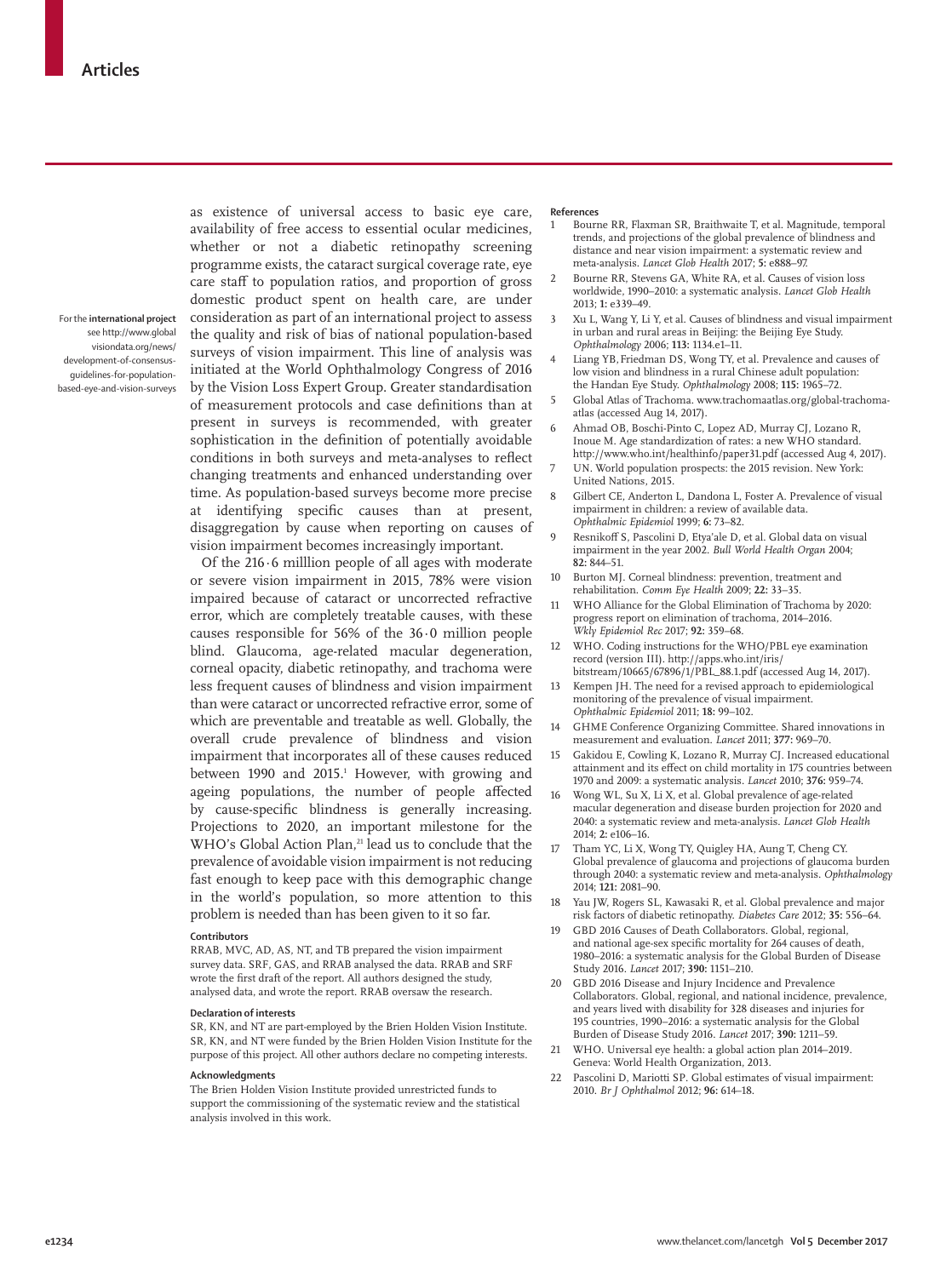as existence of universal access to basic eye care, availability of free access to essential ocular medicines, whether or not a diabetic retinopathy screening programme exists, the cataract surgical coverage rate, eye care staff to population ratios, and proportion of gross domestic product spent on health care, are under consideration as part of an international project to assess the quality and risk of bias of national population-based surveys of vision impairment. This line of analysis was initiated at the World Ophthalmology Congress of 2016 by the Vision Loss Expert Group. Greater standardisation of measurement protocols and case definitions than at present in surveys is recommended, with greater sophistication in the definition of potentially avoidable conditions in both surveys and meta-analyses to reflect changing treatments and enhanced understanding over time. As population-based surveys become more precise at identifying specific causes than at present, disaggregation by cause when reporting on causes of vision impairment becomes increasingly important.

For the **international project** see http://www.globalvisiondata.org/news/development-of-consensus-guidelines-for-population-based-eye-and-vision-surveys

Of the 216·6 milllion people of all ages with moderate or severe vision impairment in 2015, 78% were vision impaired because of cataract or uncorrected refractive error, which are completely treatable causes, with these causes responsible for 56% of the 36·0 million people blind. Glaucoma, age-related macular degeneration, corneal opacity, diabetic retinopathy, and trachoma were less frequent causes of blindness and vision impairment than were cataract or uncorrected refractive error, some of which are preventable and treatable as well. Globally, the overall crude prevalence of blindness and vision impairment that incorporates all of these causes reduced between 1990 and 2015.[1] However, with growing and ageing populations, the number of people affected by cause-specific blindness is generally increasing. Projections to 2020, an important milestone for the WHO's Global Action Plan,[21] lead us to conclude that the prevalence of avoidable vision impairment is not reducing fast enough to keep pace with this demographic change in the world's population, so more attention to this problem is needed than has been given to it so far.

#### Contributors

RRAB, MVC, AD, AS, NT, and TB prepared the vision impairment survey data. SRF, GAS, and RRAB analysed the data. RRAB and SRF wrote the first draft of the report. All authors designed the study, analysed data, and wrote the report. RRAB oversaw the research.

#### Declaration of interests

SR, KN, and NT are part-employed by the Brien Holden Vision Institute. SR, KN, and NT were funded by the Brien Holden Vision Institute for the purpose of this project. All other authors declare no competing interests.

#### Acknowledgments

The Brien Holden Vision Institute provided unrestricted funds to support the commissioning of the systematic review and the statistical analysis involved in this work.

#### References

1. Bourne RR, Flaxman SR, Braithwaite T, et al. Magnitude, temporal trends, and projections of the global prevalence of blindness and distance and near vision impairment: a systematic review and meta-analysis. *Lancet Glob Health* 2017; **5:** e888–97.
2. Bourne RR, Stevens GA, White RA, et al. Causes of vision loss worldwide, 1990–2010: a systematic analysis. *Lancet Glob Health* 2013; **1:** e339–49.
3. Xu L, Wang Y, Li Y, et al. Causes of blindness and visual impairment in urban and rural areas in Beijing: the Beijing Eye Study. *Ophthalmology* 2006; **113:** 1134.e1–11.
4. Liang YB, Friedman DS, Wong TY, et al. Prevalence and causes of low vision and blindness in a rural Chinese adult population: the Handan Eye Study. *Ophthalmology* 2008; **115:** 1965–72.
5. Global Atlas of Trachoma. www.trachomaatlas.org/global-trachoma-atlas (accessed Aug 14, 2017).
6. Ahmad OB, Boschi-Pinto C, Lopez AD, Murray CJ, Lozano R, Inoue M. Age standardization of rates: a new WHO standard. http://www.who.int/healthinfo/paper31.pdf (accessed Aug 4, 2017).
7. UN. World population prospects: the 2015 revision. New York: United Nations, 2015.
8. Gilbert CE, Anderton L, Dandona L, Foster A. Prevalence of visual impairment in children: a review of available data. *Ophthalmic Epidemiol* 1999; **6:** 73–82.
9. Resnikoff S, Pascolini D, Etya'ale D, et al. Global data on visual impairment in the year 2002. *Bull World Health Organ* 2004; **82:** 844–51.
10. Burton MJ. Corneal blindness: prevention, treatment and rehabilitation. *Comm Eye Health* 2009; **22:** 33–35.
11. WHO Alliance for the Global Elimination of Trachoma by 2020: progress report on elimination of trachoma, 2014–2016. *Wkly Epidemiol Rec* 2017; **92:** 359–68.
12. WHO. Coding instructions for the WHO/PBL eye examination record (version III). http://apps.who.int/iris/bitstream/10665/67896/1/PBL_88.1.pdf (accessed Aug 14, 2017).
13. Kempen JH. The need for a revised approach to epidemiological monitoring of the prevalence of visual impairment. *Ophthalmic Epidemiol* 2011; **18:** 99–102.
14. GHME Conference Organizing Committee. Shared innovations in measurement and evaluation. *Lancet* 2011; **377:** 969–70.
15. Gakidou E, Cowling K, Lozano R, Murray CJ. Increased educational attainment and its effect on child mortality in 175 countries between 1970 and 2009: a systematic analysis. *Lancet* 2010; **376:** 959–74.
16. Wong WL, Su X, Li X, et al. Global prevalence of age-related macular degeneration and disease burden projection for 2020 and 2040: a systematic review and meta-analysis. *Lancet Glob Health* 2014; **2:** e106–16.
17. Tham YC, Li X, Wong TY, Quigley HA, Aung T, Cheng CY. Global prevalence of glaucoma and projections of glaucoma burden through 2040: a systematic review and meta-analysis. *Ophthalmology* 2014; **121:** 2081–90.
18. Yau JW, Rogers SL, Kawasaki R, et al. Global prevalence and major risk factors of diabetic retinopathy. *Diabetes Care* 2012; **35:** 556–64.
19. GBD 2016 Causes of Death Collaborators. Global, regional, and national age-sex specific mortality for 264 causes of death, 1980–2016: a systematic analysis for the Global Burden of Disease Study 2016. *Lancet* 2017; **390:** 1151–210.
20. GBD 2016 Disease and Injury Incidence and Prevalence Collaborators. Global, regional, and national incidence, prevalence, and years lived with disability for 328 diseases and injuries for 195 countries, 1990–2016: a systematic analysis for the Global Burden of Disease Study 2016. *Lancet* 2017; **390:** 1211–59.
21. WHO. Universal eye health: a global action plan 2014–2019. Geneva: World Health Organization, 2013.
22. Pascolini D, Mariotti SP. Global estimates of visual impairment: 2010. *Br J Ophthalmol* 2012; **96:** 614–18.